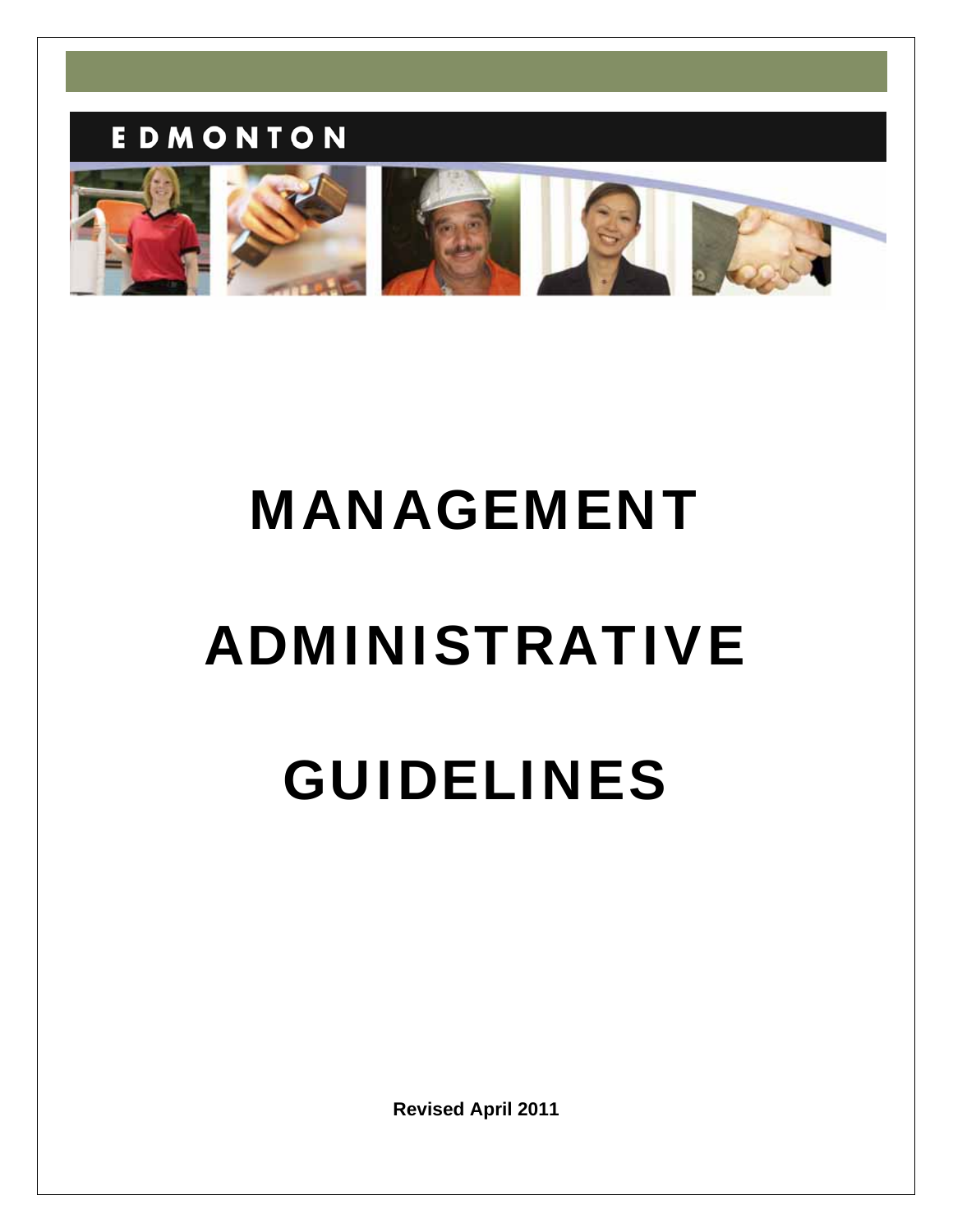EDMONTON

# MANAGEMENT

# ADMINISTRATIVE

# GUIDELINES

**Revised April 2011**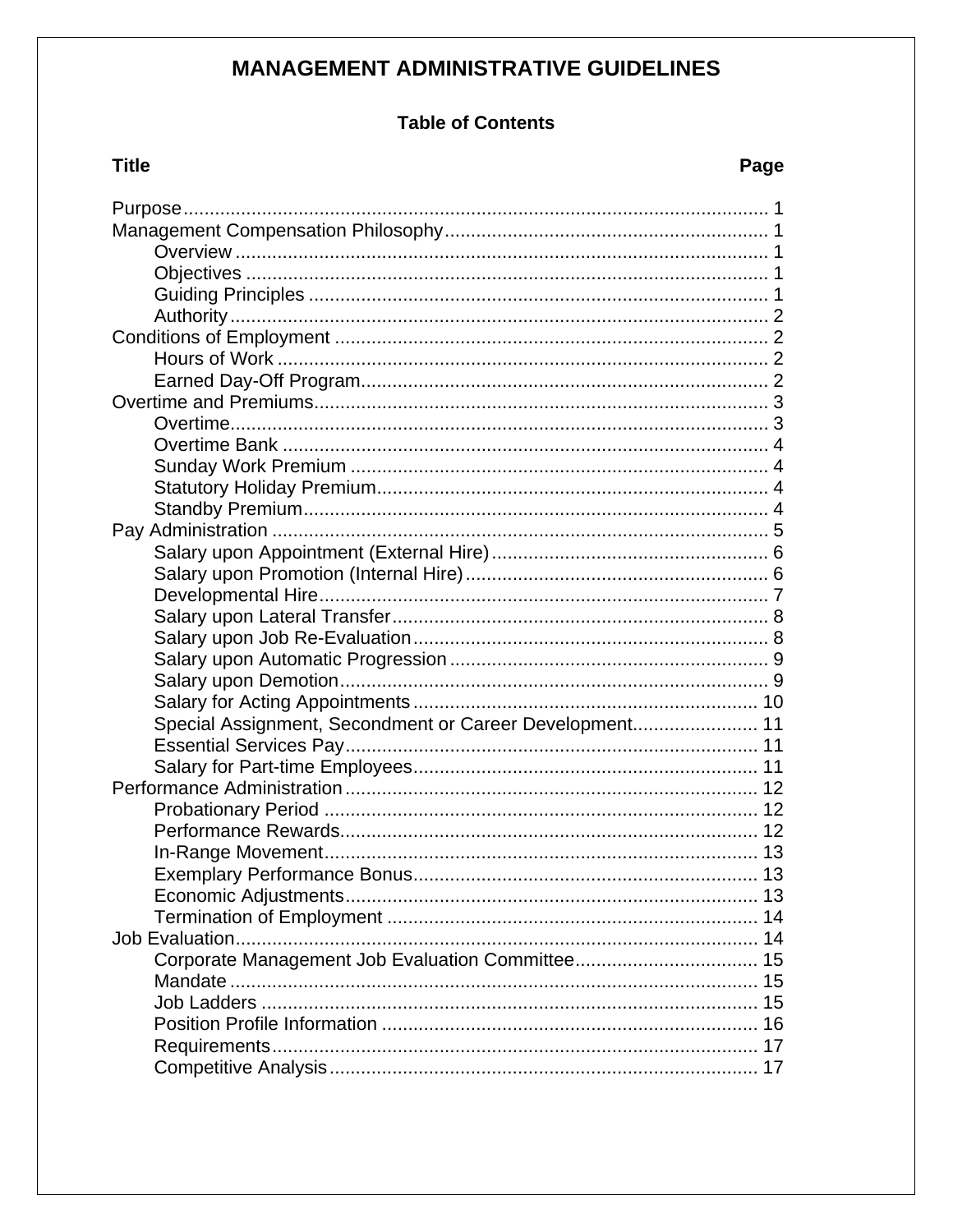# MANAGEMENT ADMINISTRATIVE GUIDELINES

## Table of Contents

| Title | Page |
|---|---|
| Purpose | 1 |
| Management Compensation Philosophy | 1 |
| Overview | 1 |
| Objectives | 1 |
| Guiding Principles | 1 |
| Authority | 2 |
| Conditions of Employment | 2 |
| Hours of Work | 2 |
| Earned Day-Off Program | 2 |
| Overtime and Premiums | 3 |
| Overtime | 3 |
| Overtime Bank | 4 |
| Sunday Work Premium | 4 |
| Statutory Holiday Premium | 4 |
| Standby Premium | 4 |
| Pay Administration | 5 |
| Salary upon Appointment (External Hire) | 6 |
| Salary upon Promotion (Internal Hire) | 6 |
| Developmental Hire | 7 |
| Salary upon Lateral Transfer | 8 |
| Salary upon Job Re-Evaluation | 8 |
| Salary upon Automatic Progression | 9 |
| Salary upon Demotion | 9 |
| Salary for Acting Appointments | 10 |
| Special Assignment, Secondment or Career Development | 11 |
| Essential Services Pay | 11 |
| Salary for Part-time Employees | 11 |
| Performance Administration | 12 |
| Probationary Period | 12 |
| Performance Rewards | 12 |
| In-Range Movement | 13 |
| Exemplary Performance Bonus | 13 |
| Economic Adjustments | 13 |
| Termination of Employment | 14 |
| Job Evaluation | 14 |
| Corporate Management Job Evaluation Committee | 15 |
| Mandate | 15 |
| Job Ladders | 15 |
| Position Profile Information | 16 |
| Requirements | 17 |
| Competitive Analysis | 17 |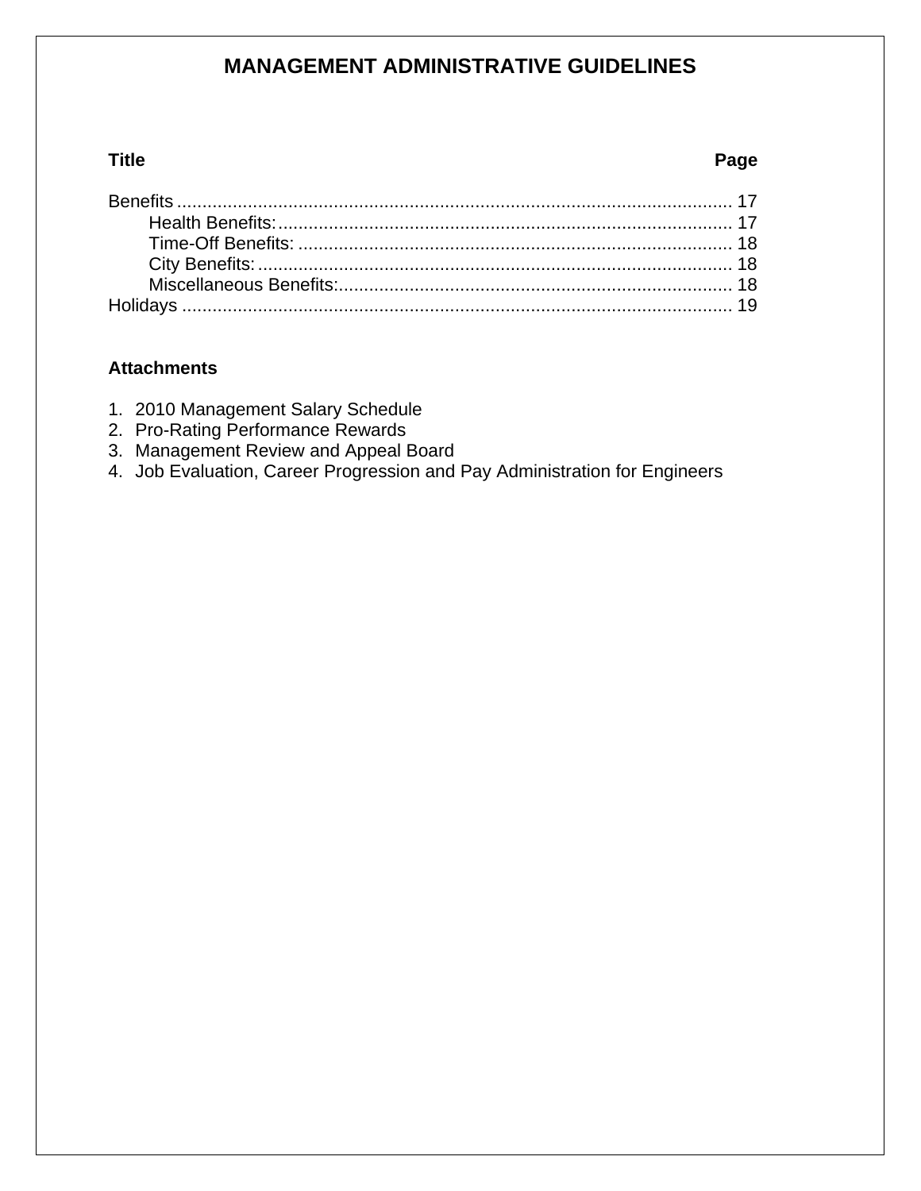# MANAGEMENT ADMINISTRATIVE GUIDELINES

| **Title** | **Page** |
|---|---|
| Benefits | 17 |
| Health Benefits: | 17 |
| Time-Off Benefits: | 18 |
| City Benefits: | 18 |
| Miscellaneous Benefits: | 18 |
| Holidays | 19 |

**Attachments**

1. 2010 Management Salary Schedule
2. Pro-Rating Performance Rewards
3. Management Review and Appeal Board
4. Job Evaluation, Career Progression and Pay Administration for Engineers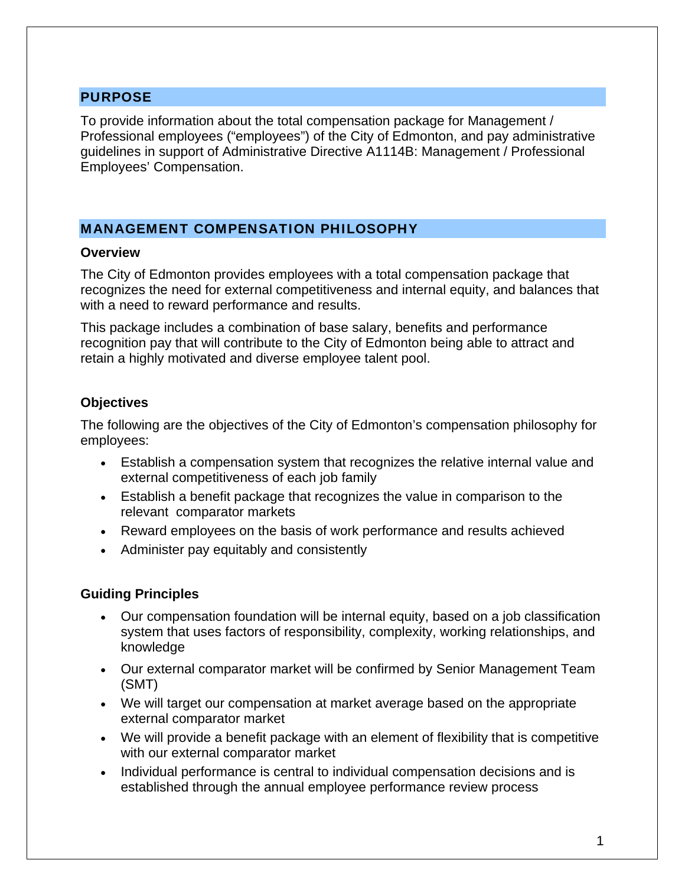## PURPOSE

To provide information about the total compensation package for Management / Professional employees ("employees") of the City of Edmonton, and pay administrative guidelines in support of Administrative Directive A1114B: Management / Professional Employees' Compensation.

## MANAGEMENT COMPENSATION PHILOSOPHY

### Overview

The City of Edmonton provides employees with a total compensation package that recognizes the need for external competitiveness and internal equity, and balances that with a need to reward performance and results.

This package includes a combination of base salary, benefits and performance recognition pay that will contribute to the City of Edmonton being able to attract and retain a highly motivated and diverse employee talent pool.

### Objectives

The following are the objectives of the City of Edmonton's compensation philosophy for employees:

- Establish a compensation system that recognizes the relative internal value and external competitiveness of each job family
- Establish a benefit package that recognizes the value in comparison to the relevant comparator markets
- Reward employees on the basis of work performance and results achieved
- Administer pay equitably and consistently

### Guiding Principles

- Our compensation foundation will be internal equity, based on a job classification system that uses factors of responsibility, complexity, working relationships, and knowledge
- Our external comparator market will be confirmed by Senior Management Team (SMT)
- We will target our compensation at market average based on the appropriate external comparator market
- We will provide a benefit package with an element of flexibility that is competitive with our external comparator market
- Individual performance is central to individual compensation decisions and is established through the annual employee performance review process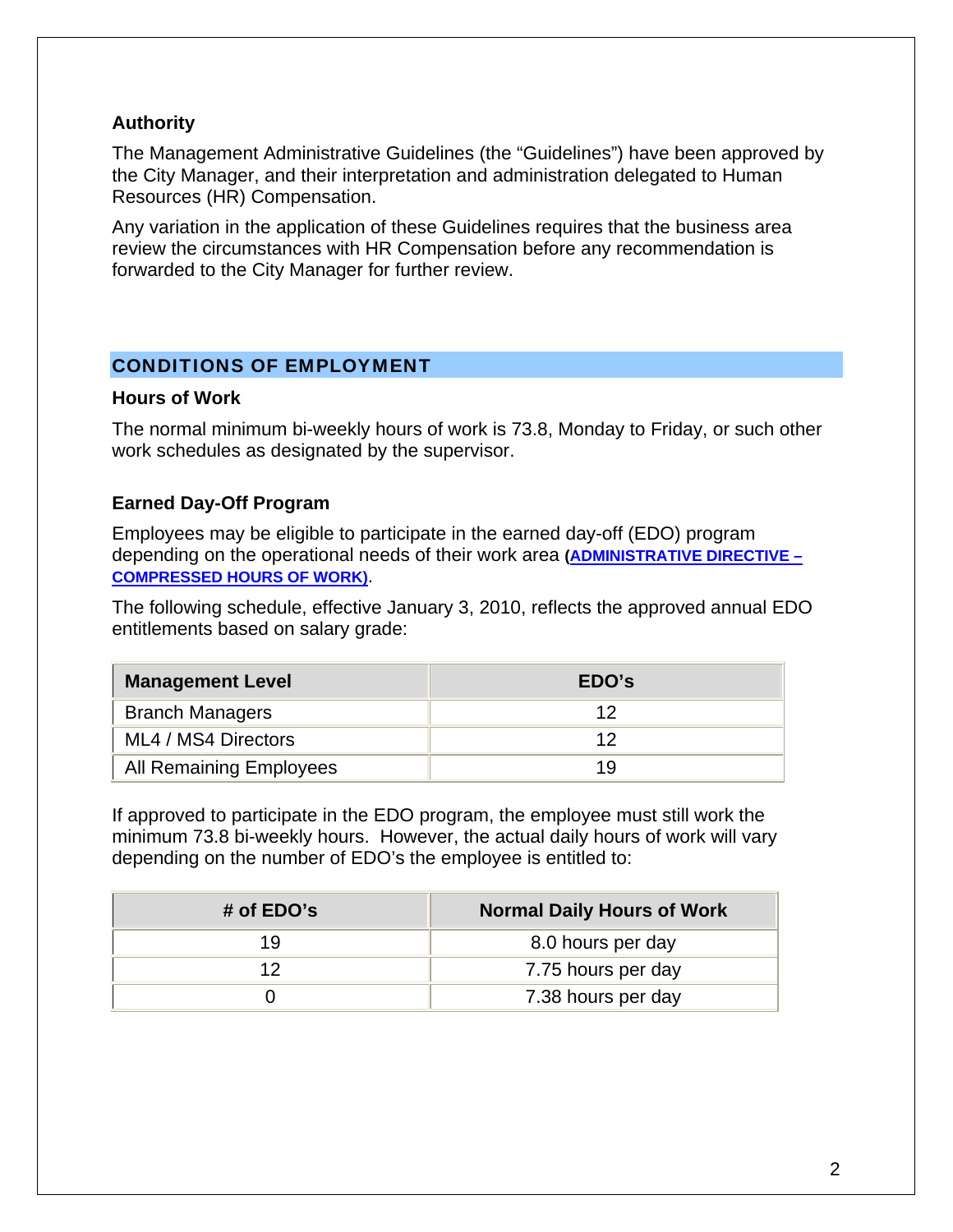### Authority

The Management Administrative Guidelines (the "Guidelines") have been approved by the City Manager, and their interpretation and administration delegated to Human Resources (HR) Compensation.

Any variation in the application of these Guidelines requires that the business area review the circumstances with HR Compensation before any recommendation is forwarded to the City Manager for further review.

## CONDITIONS OF EMPLOYMENT

### Hours of Work

The normal minimum bi-weekly hours of work is 73.8, Monday to Friday, or such other work schedules as designated by the supervisor.

### Earned Day-Off Program

Employees may be eligible to participate in the earned day-off (EDO) program depending on the operational needs of their work area (**ADMINISTRATIVE DIRECTIVE – COMPRESSED HOURS OF WORK**).

The following schedule, effective January 3, 2010, reflects the approved annual EDO entitlements based on salary grade:

| Management Level | EDO's |
|---|---|
| Branch Managers | 12 |
| ML4 / MS4 Directors | 12 |
| All Remaining Employees | 19 |

If approved to participate in the EDO program, the employee must still work the minimum 73.8 bi-weekly hours. However, the actual daily hours of work will vary depending on the number of EDO's the employee is entitled to:

| # of EDO's | Normal Daily Hours of Work |
|---|---|
| 19 | 8.0 hours per day |
| 12 | 7.75 hours per day |
| 0 | 7.38 hours per day |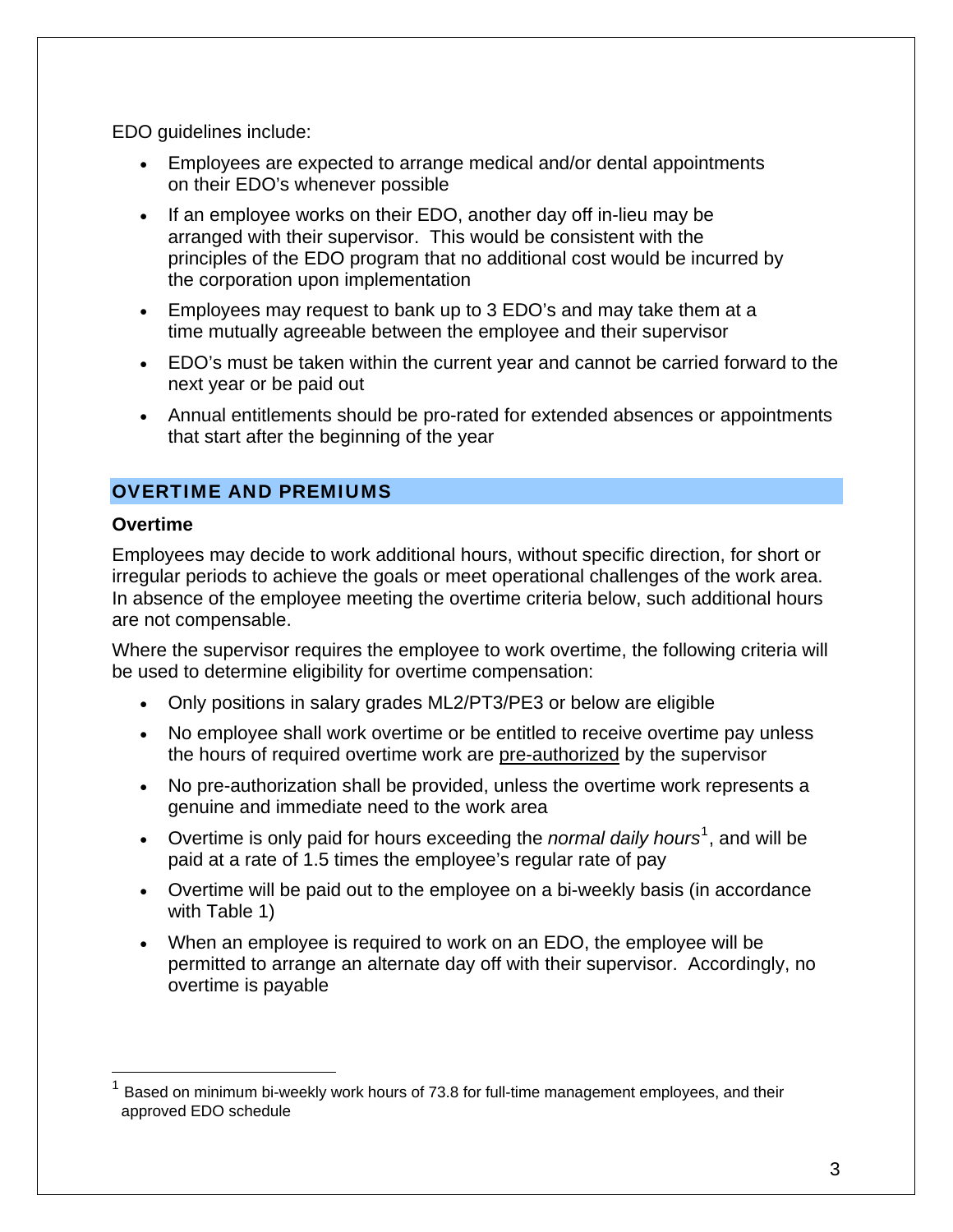EDO guidelines include:

- Employees are expected to arrange medical and/or dental appointments on their EDO's whenever possible
- If an employee works on their EDO, another day off in-lieu may be arranged with their supervisor. This would be consistent with the principles of the EDO program that no additional cost would be incurred by the corporation upon implementation
- Employees may request to bank up to 3 EDO's and may take them at a time mutually agreeable between the employee and their supervisor
- EDO's must be taken within the current year and cannot be carried forward to the next year or be paid out
- Annual entitlements should be pro-rated for extended absences or appointments that start after the beginning of the year

## OVERTIME AND PREMIUMS

### Overtime

Employees may decide to work additional hours, without specific direction, for short or irregular periods to achieve the goals or meet operational challenges of the work area. In absence of the employee meeting the overtime criteria below, such additional hours are not compensable.

Where the supervisor requires the employee to work overtime, the following criteria will be used to determine eligibility for overtime compensation:

- Only positions in salary grades ML2/PT3/PE3 or below are eligible
- No employee shall work overtime or be entitled to receive overtime pay unless the hours of required overtime work are pre-authorized by the supervisor
- No pre-authorization shall be provided, unless the overtime work represents a genuine and immediate need to the work area
- Overtime is only paid for hours exceeding the *normal daily hours*[1], and will be paid at a rate of 1.5 times the employee's regular rate of pay
- Overtime will be paid out to the employee on a bi-weekly basis (in accordance with Table 1)
- When an employee is required to work on an EDO, the employee will be permitted to arrange an alternate day off with their supervisor. Accordingly, no overtime is payable

[1] Based on minimum bi-weekly work hours of 73.8 for full-time management employees, and their approved EDO schedule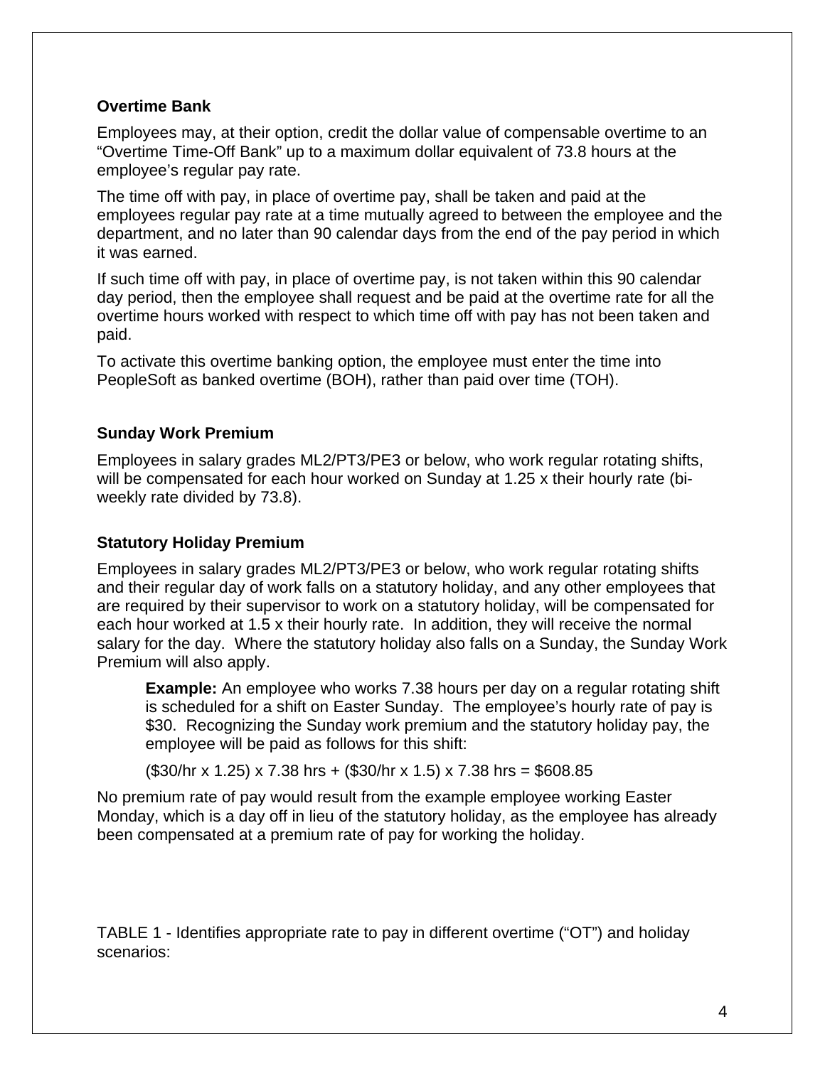### Overtime Bank

Employees may, at their option, credit the dollar value of compensable overtime to an "Overtime Time-Off Bank" up to a maximum dollar equivalent of 73.8 hours at the employee's regular pay rate.

The time off with pay, in place of overtime pay, shall be taken and paid at the employees regular pay rate at a time mutually agreed to between the employee and the department, and no later than 90 calendar days from the end of the pay period in which it was earned.

If such time off with pay, in place of overtime pay, is not taken within this 90 calendar day period, then the employee shall request and be paid at the overtime rate for all the overtime hours worked with respect to which time off with pay has not been taken and paid.

To activate this overtime banking option, the employee must enter the time into PeopleSoft as banked overtime (BOH), rather than paid over time (TOH).

### Sunday Work Premium

Employees in salary grades ML2/PT3/PE3 or below, who work regular rotating shifts, will be compensated for each hour worked on Sunday at 1.25 x their hourly rate (bi-weekly rate divided by 73.8).

### Statutory Holiday Premium

Employees in salary grades ML2/PT3/PE3 or below, who work regular rotating shifts and their regular day of work falls on a statutory holiday, and any other employees that are required by their supervisor to work on a statutory holiday, will be compensated for each hour worked at 1.5 x their hourly rate. In addition, they will receive the normal salary for the day. Where the statutory holiday also falls on a Sunday, the Sunday Work Premium will also apply.

> **Example:** An employee who works 7.38 hours per day on a regular rotating shift is scheduled for a shift on Easter Sunday. The employee's hourly rate of pay is $30. Recognizing the Sunday work premium and the statutory holiday pay, the employee will be paid as follows for this shift:
>
> ($30/hr x 1.25) x 7.38 hrs + ($30/hr x 1.5) x 7.38 hrs = $608.85

No premium rate of pay would result from the example employee working Easter Monday, which is a day off in lieu of the statutory holiday, as the employee has already been compensated at a premium rate of pay for working the holiday.

TABLE 1 - Identifies appropriate rate to pay in different overtime ("OT") and holiday scenarios: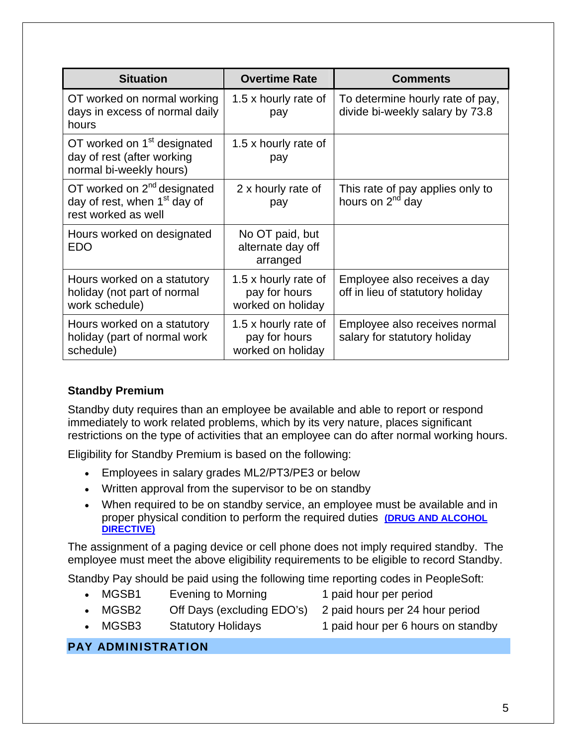| Situation | Overtime Rate | Comments |
|---|---|---|
| OT worked on normal working days in excess of normal daily hours | 1.5 x hourly rate of pay | To determine hourly rate of pay, divide bi-weekly salary by 73.8 |
| OT worked on 1st designated day of rest (after working normal bi-weekly hours) | 1.5 x hourly rate of pay | |
| OT worked on 2nd designated day of rest, when 1st day of rest worked as well | 2 x hourly rate of pay | This rate of pay applies only to hours on 2nd day |
| Hours worked on designated EDO | No OT paid, but alternate day off arranged | |
| Hours worked on a statutory holiday (not part of normal work schedule) | 1.5 x hourly rate of pay for hours worked on holiday | Employee also receives a day off in lieu of statutory holiday |
| Hours worked on a statutory holiday (part of normal work schedule) | 1.5 x hourly rate of pay for hours worked on holiday | Employee also receives normal salary for statutory holiday |

### Standby Premium

Standby duty requires than an employee be available and able to report or respond immediately to work related problems, which by its very nature, places significant restrictions on the type of activities that an employee can do after normal working hours.

Eligibility for Standby Premium is based on the following:

- Employees in salary grades ML2/PT3/PE3 or below
- Written approval from the supervisor to be on standby
- When required to be on standby service, an employee must be available and in proper physical condition to perform the required duties **(DRUG AND ALCOHOL DIRECTIVE)**

The assignment of a paging device or cell phone does not imply required standby. The employee must meet the above eligibility requirements to be eligible to record Standby.

Standby Pay should be paid using the following time reporting codes in PeopleSoft:

- MGSB1 Evening to Morning 1 paid hour per period
- MGSB2 Off Days (excluding EDO's) 2 paid hours per 24 hour period
- MGSB3 Statutory Holidays 1 paid hour per 6 hours on standby

## PAY ADMINISTRATION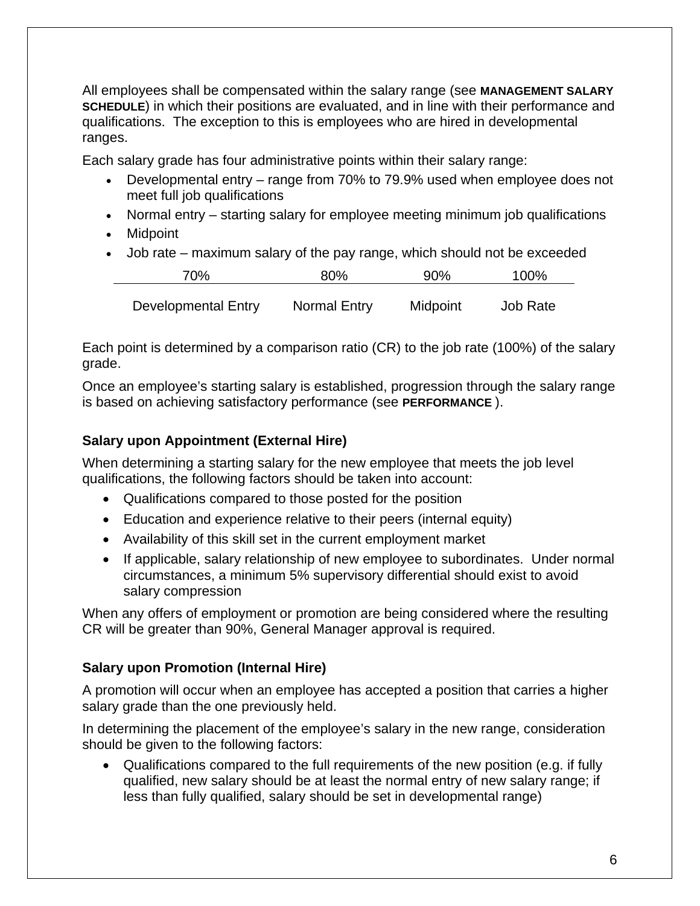All employees shall be compensated within the salary range (see **MANAGEMENT SALARY SCHEDULE**) in which their positions are evaluated, and in line with their performance and qualifications. The exception to this is employees who are hired in developmental ranges.

Each salary grade has four administrative points within their salary range:

- Developmental entry – range from 70% to 79.9% used when employee does not meet full job qualifications
- Normal entry – starting salary for employee meeting minimum job qualifications
- Midpoint
- Job rate – maximum salary of the pay range, which should not be exceeded

| 70% | 80% | 90% | 100% |
|---|---|---|---|
| Developmental Entry | Normal Entry | Midpoint | Job Rate |

Each point is determined by a comparison ratio (CR) to the job rate (100%) of the salary grade.

Once an employee's starting salary is established, progression through the salary range is based on achieving satisfactory performance (see **PERFORMANCE** ).

### Salary upon Appointment (External Hire)

When determining a starting salary for the new employee that meets the job level qualifications, the following factors should be taken into account:

- Qualifications compared to those posted for the position
- Education and experience relative to their peers (internal equity)
- Availability of this skill set in the current employment market
- If applicable, salary relationship of new employee to subordinates. Under normal circumstances, a minimum 5% supervisory differential should exist to avoid salary compression

When any offers of employment or promotion are being considered where the resulting CR will be greater than 90%, General Manager approval is required.

### Salary upon Promotion (Internal Hire)

A promotion will occur when an employee has accepted a position that carries a higher salary grade than the one previously held.

In determining the placement of the employee's salary in the new range, consideration should be given to the following factors:

- Qualifications compared to the full requirements of the new position (e.g. if fully qualified, new salary should be at least the normal entry of new salary range; if less than fully qualified, salary should be set in developmental range)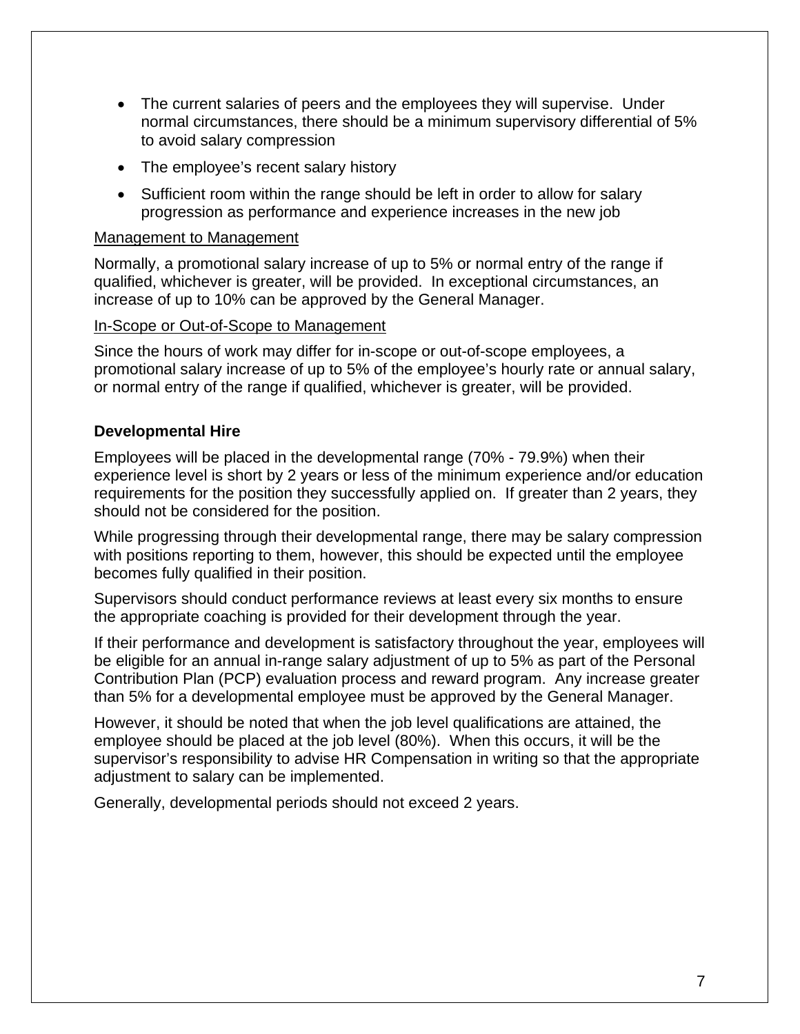- The current salaries of peers and the employees they will supervise. Under normal circumstances, there should be a minimum supervisory differential of 5% to avoid salary compression
- The employee's recent salary history
- Sufficient room within the range should be left in order to allow for salary progression as performance and experience increases in the new job

<u>Management to Management</u>

Normally, a promotional salary increase of up to 5% or normal entry of the range if qualified, whichever is greater, will be provided. In exceptional circumstances, an increase of up to 10% can be approved by the General Manager.

<u>In-Scope or Out-of-Scope to Management</u>

Since the hours of work may differ for in-scope or out-of-scope employees, a promotional salary increase of up to 5% of the employee's hourly rate or annual salary, or normal entry of the range if qualified, whichever is greater, will be provided.

**Developmental Hire**

Employees will be placed in the developmental range (70% - 79.9%) when their experience level is short by 2 years or less of the minimum experience and/or education requirements for the position they successfully applied on. If greater than 2 years, they should not be considered for the position.

While progressing through their developmental range, there may be salary compression with positions reporting to them, however, this should be expected until the employee becomes fully qualified in their position.

Supervisors should conduct performance reviews at least every six months to ensure the appropriate coaching is provided for their development through the year.

If their performance and development is satisfactory throughout the year, employees will be eligible for an annual in-range salary adjustment of up to 5% as part of the Personal Contribution Plan (PCP) evaluation process and reward program. Any increase greater than 5% for a developmental employee must be approved by the General Manager.

However, it should be noted that when the job level qualifications are attained, the employee should be placed at the job level (80%). When this occurs, it will be the supervisor's responsibility to advise HR Compensation in writing so that the appropriate adjustment to salary can be implemented.

Generally, developmental periods should not exceed 2 years.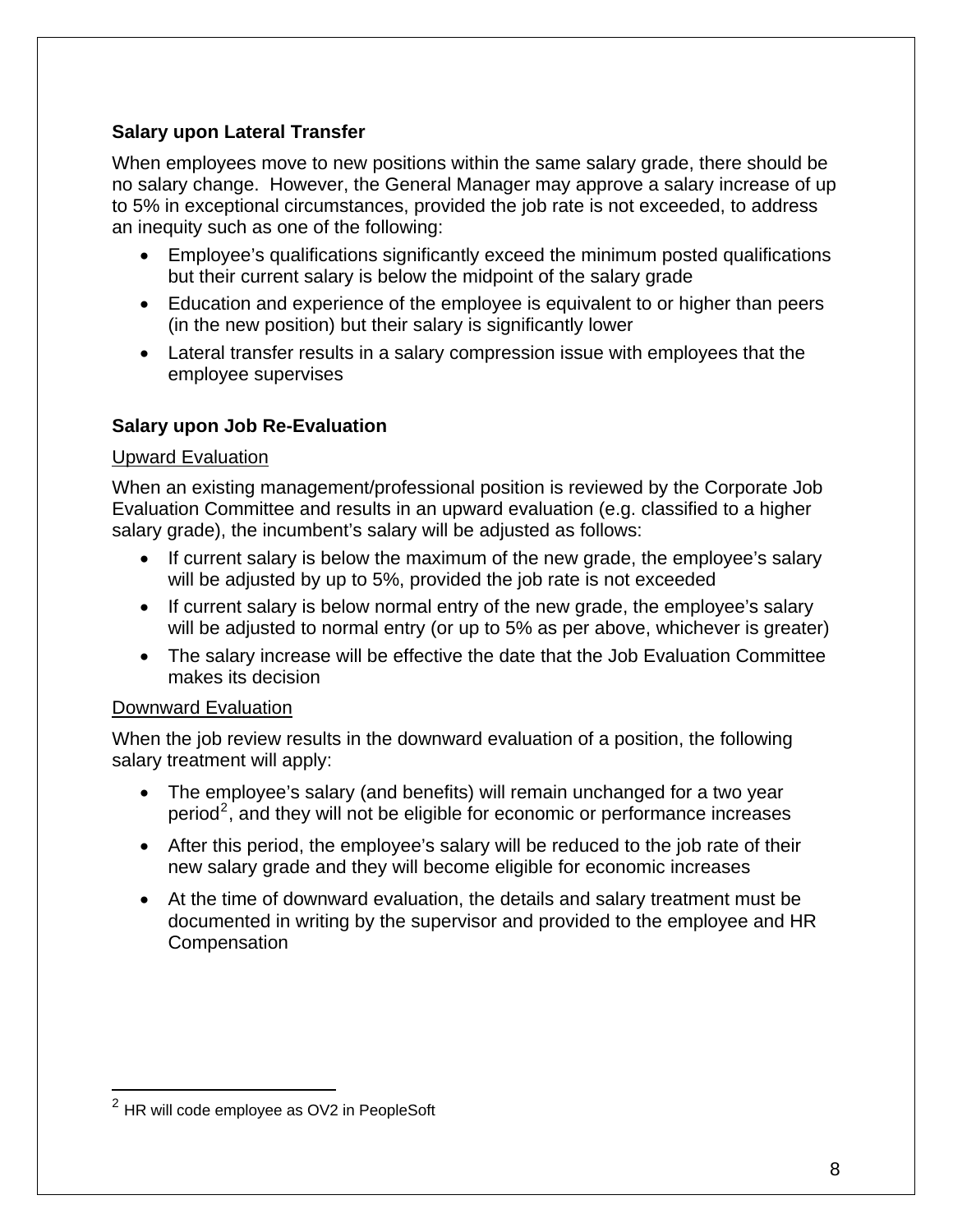### Salary upon Lateral Transfer

When employees move to new positions within the same salary grade, there should be no salary change. However, the General Manager may approve a salary increase of up to 5% in exceptional circumstances, provided the job rate is not exceeded, to address an inequity such as one of the following:

- Employee's qualifications significantly exceed the minimum posted qualifications but their current salary is below the midpoint of the salary grade
- Education and experience of the employee is equivalent to or higher than peers (in the new position) but their salary is significantly lower
- Lateral transfer results in a salary compression issue with employees that the employee supervises

### Salary upon Job Re-Evaluation

Upward Evaluation

When an existing management/professional position is reviewed by the Corporate Job Evaluation Committee and results in an upward evaluation (e.g. classified to a higher salary grade), the incumbent's salary will be adjusted as follows:

- If current salary is below the maximum of the new grade, the employee's salary will be adjusted by up to 5%, provided the job rate is not exceeded
- If current salary is below normal entry of the new grade, the employee's salary will be adjusted to normal entry (or up to 5% as per above, whichever is greater)
- The salary increase will be effective the date that the Job Evaluation Committee makes its decision

Downward Evaluation

When the job review results in the downward evaluation of a position, the following salary treatment will apply:

- The employee's salary (and benefits) will remain unchanged for a two year period[2], and they will not be eligible for economic or performance increases
- After this period, the employee's salary will be reduced to the job rate of their new salary grade and they will become eligible for economic increases
- At the time of downward evaluation, the details and salary treatment must be documented in writing by the supervisor and provided to the employee and HR Compensation

[2] HR will code employee as OV2 in PeopleSoft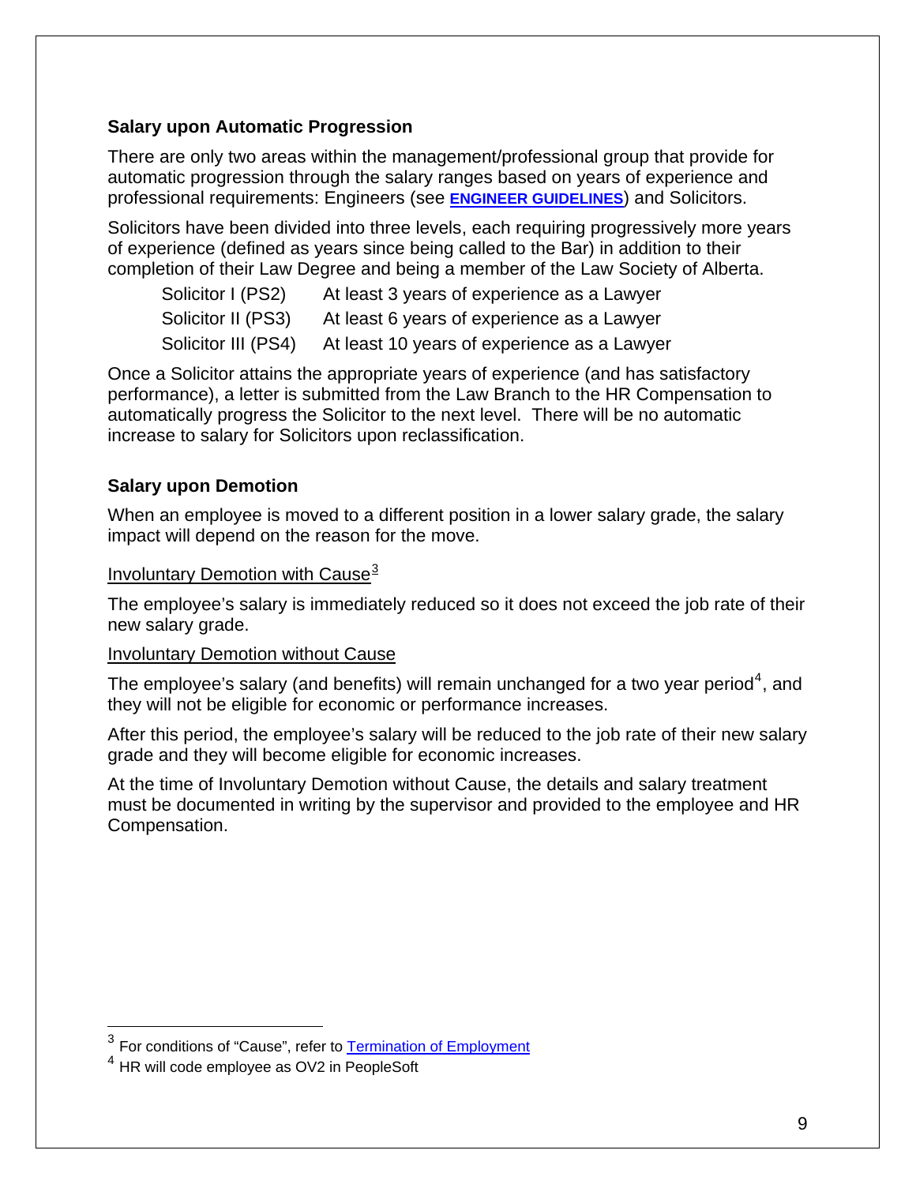### Salary upon Automatic Progression

There are only two areas within the management/professional group that provide for automatic progression through the salary ranges based on years of experience and professional requirements: Engineers (see **ENGINEER GUIDELINES**) and Solicitors.

Solicitors have been divided into three levels, each requiring progressively more years of experience (defined as years since being called to the Bar) in addition to their completion of their Law Degree and being a member of the Law Society of Alberta.

| | |
|---|---|
| Solicitor I (PS2) | At least 3 years of experience as a Lawyer |
| Solicitor II (PS3) | At least 6 years of experience as a Lawyer |
| Solicitor III (PS4) | At least 10 years of experience as a Lawyer |

Once a Solicitor attains the appropriate years of experience (and has satisfactory performance), a letter is submitted from the Law Branch to the HR Compensation to automatically progress the Solicitor to the next level. There will be no automatic increase to salary for Solicitors upon reclassification.

### Salary upon Demotion

When an employee is moved to a different position in a lower salary grade, the salary impact will depend on the reason for the move.

Involuntary Demotion with Cause[3]

The employee's salary is immediately reduced so it does not exceed the job rate of their new salary grade.

Involuntary Demotion without Cause

The employee's salary (and benefits) will remain unchanged for a two year period[4], and they will not be eligible for economic or performance increases.

After this period, the employee's salary will be reduced to the job rate of their new salary grade and they will become eligible for economic increases.

At the time of Involuntary Demotion without Cause, the details and salary treatment must be documented in writing by the supervisor and provided to the employee and HR Compensation.

---

[3] For conditions of "Cause", refer to Termination of Employment

[4] HR will code employee as OV2 in PeopleSoft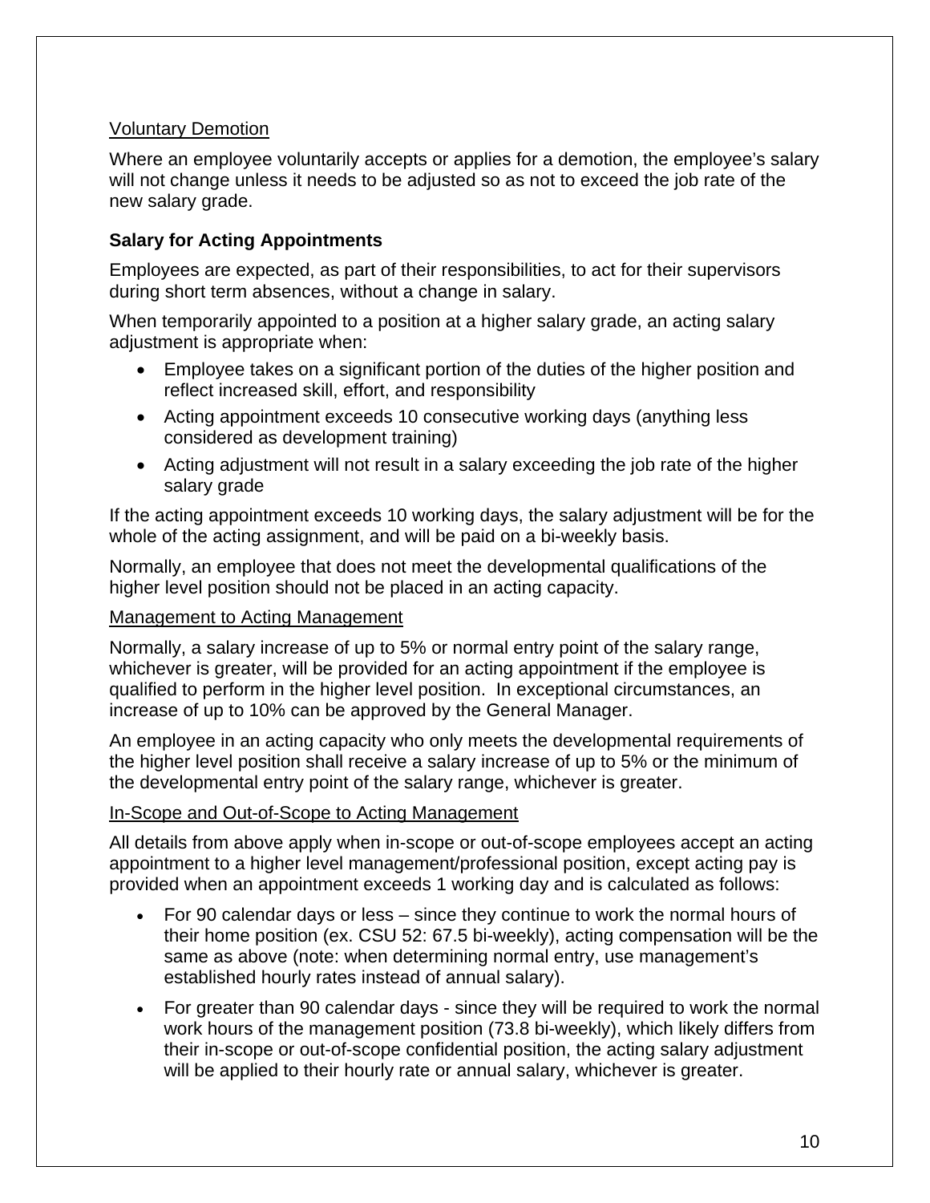Voluntary Demotion

Where an employee voluntarily accepts or applies for a demotion, the employee's salary will not change unless it needs to be adjusted so as not to exceed the job rate of the new salary grade.

## Salary for Acting Appointments

Employees are expected, as part of their responsibilities, to act for their supervisors during short term absences, without a change in salary.

When temporarily appointed to a position at a higher salary grade, an acting salary adjustment is appropriate when:

- Employee takes on a significant portion of the duties of the higher position and reflect increased skill, effort, and responsibility
- Acting appointment exceeds 10 consecutive working days (anything less considered as development training)
- Acting adjustment will not result in a salary exceeding the job rate of the higher salary grade

If the acting appointment exceeds 10 working days, the salary adjustment will be for the whole of the acting assignment, and will be paid on a bi-weekly basis.

Normally, an employee that does not meet the developmental qualifications of the higher level position should not be placed in an acting capacity.

Management to Acting Management

Normally, a salary increase of up to 5% or normal entry point of the salary range, whichever is greater, will be provided for an acting appointment if the employee is qualified to perform in the higher level position. In exceptional circumstances, an increase of up to 10% can be approved by the General Manager.

An employee in an acting capacity who only meets the developmental requirements of the higher level position shall receive a salary increase of up to 5% or the minimum of the developmental entry point of the salary range, whichever is greater.

In-Scope and Out-of-Scope to Acting Management

All details from above apply when in-scope or out-of-scope employees accept an acting appointment to a higher level management/professional position, except acting pay is provided when an appointment exceeds 1 working day and is calculated as follows:

- For 90 calendar days or less – since they continue to work the normal hours of their home position (ex. CSU 52: 67.5 bi-weekly), acting compensation will be the same as above (note: when determining normal entry, use management's established hourly rates instead of annual salary).
- For greater than 90 calendar days - since they will be required to work the normal work hours of the management position (73.8 bi-weekly), which likely differs from their in-scope or out-of-scope confidential position, the acting salary adjustment will be applied to their hourly rate or annual salary, whichever is greater.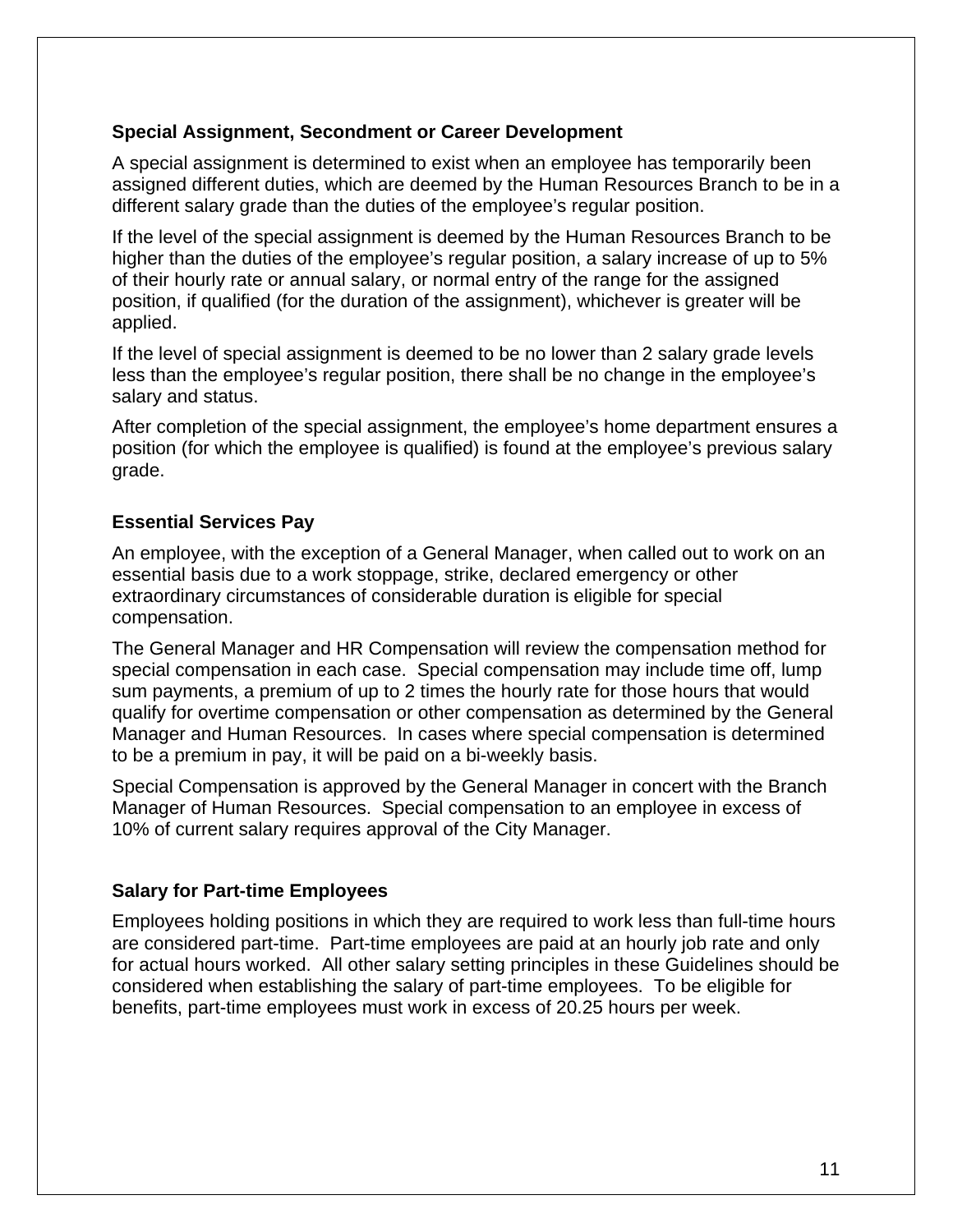### Special Assignment, Secondment or Career Development

A special assignment is determined to exist when an employee has temporarily been assigned different duties, which are deemed by the Human Resources Branch to be in a different salary grade than the duties of the employee's regular position.

If the level of the special assignment is deemed by the Human Resources Branch to be higher than the duties of the employee's regular position, a salary increase of up to 5% of their hourly rate or annual salary, or normal entry of the range for the assigned position, if qualified (for the duration of the assignment), whichever is greater will be applied.

If the level of special assignment is deemed to be no lower than 2 salary grade levels less than the employee's regular position, there shall be no change in the employee's salary and status.

After completion of the special assignment, the employee's home department ensures a position (for which the employee is qualified) is found at the employee's previous salary grade.

### Essential Services Pay

An employee, with the exception of a General Manager, when called out to work on an essential basis due to a work stoppage, strike, declared emergency or other extraordinary circumstances of considerable duration is eligible for special compensation.

The General Manager and HR Compensation will review the compensation method for special compensation in each case. Special compensation may include time off, lump sum payments, a premium of up to 2 times the hourly rate for those hours that would qualify for overtime compensation or other compensation as determined by the General Manager and Human Resources. In cases where special compensation is determined to be a premium in pay, it will be paid on a bi-weekly basis.

Special Compensation is approved by the General Manager in concert with the Branch Manager of Human Resources. Special compensation to an employee in excess of 10% of current salary requires approval of the City Manager.

### Salary for Part-time Employees

Employees holding positions in which they are required to work less than full-time hours are considered part-time. Part-time employees are paid at an hourly job rate and only for actual hours worked. All other salary setting principles in these Guidelines should be considered when establishing the salary of part-time employees. To be eligible for benefits, part-time employees must work in excess of 20.25 hours per week.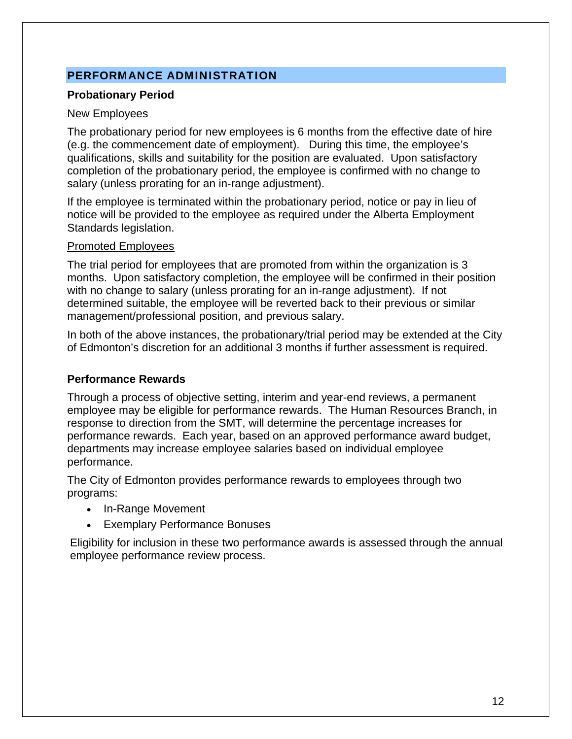## PERFORMANCE ADMINISTRATION

### Probationary Period

<u>New Employees</u>

The probationary period for new employees is 6 months from the effective date of hire (e.g. the commencement date of employment). During this time, the employee's qualifications, skills and suitability for the position are evaluated. Upon satisfactory completion of the probationary period, the employee is confirmed with no change to salary (unless prorating for an in-range adjustment).

If the employee is terminated within the probationary period, notice or pay in lieu of notice will be provided to the employee as required under the Alberta Employment Standards legislation.

<u>Promoted Employees</u>

The trial period for employees that are promoted from within the organization is 3 months. Upon satisfactory completion, the employee will be confirmed in their position with no change to salary (unless prorating for an in-range adjustment). If not determined suitable, the employee will be reverted back to their previous or similar management/professional position, and previous salary.

In both of the above instances, the probationary/trial period may be extended at the City of Edmonton's discretion for an additional 3 months if further assessment is required.

### Performance Rewards

Through a process of objective setting, interim and year-end reviews, a permanent employee may be eligible for performance rewards. The Human Resources Branch, in response to direction from the SMT, will determine the percentage increases for performance rewards. Each year, based on an approved performance award budget, departments may increase employee salaries based on individual employee performance.

The City of Edmonton provides performance rewards to employees through two programs:

- In-Range Movement
- Exemplary Performance Bonuses

Eligibility for inclusion in these two performance awards is assessed through the annual employee performance review process.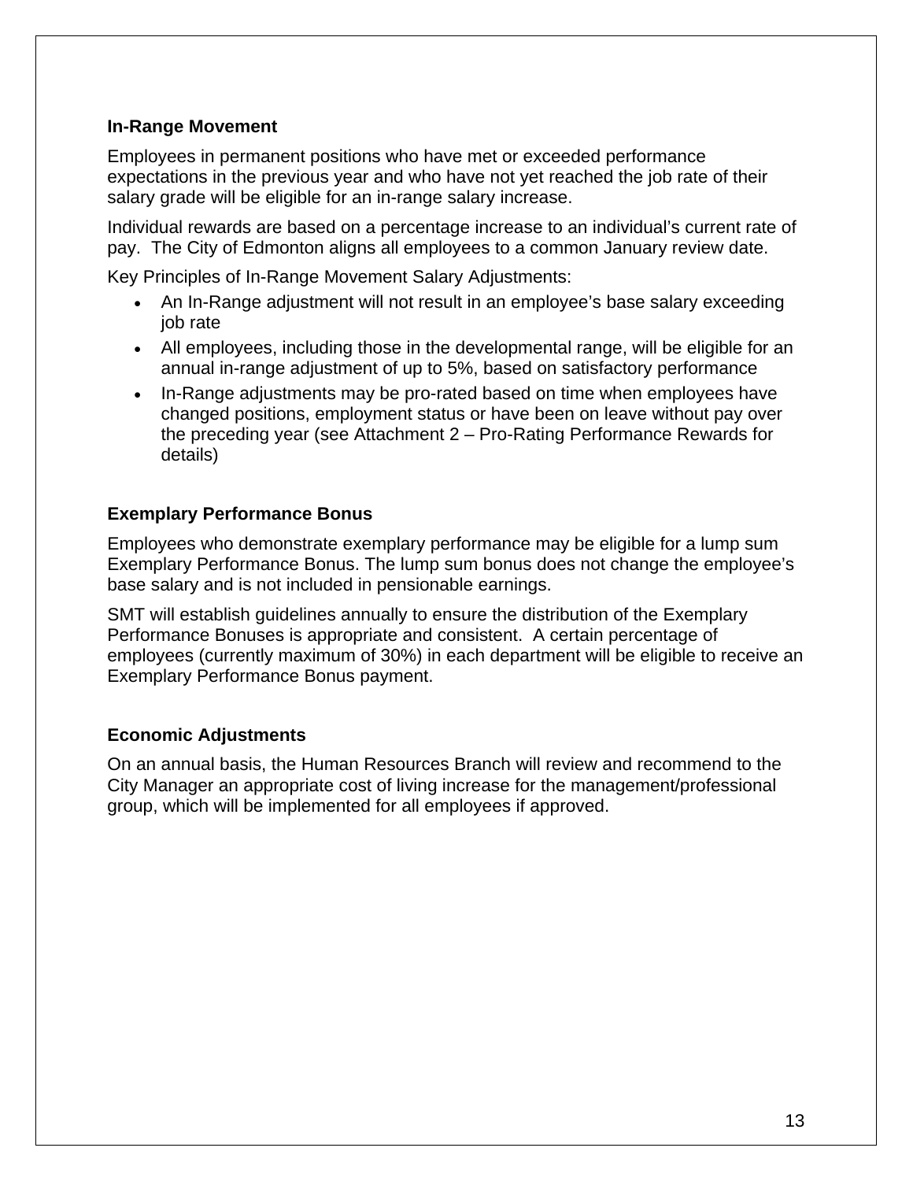### In-Range Movement

Employees in permanent positions who have met or exceeded performance expectations in the previous year and who have not yet reached the job rate of their salary grade will be eligible for an in-range salary increase.

Individual rewards are based on a percentage increase to an individual's current rate of pay. The City of Edmonton aligns all employees to a common January review date.

Key Principles of In-Range Movement Salary Adjustments:

- An In-Range adjustment will not result in an employee's base salary exceeding job rate
- All employees, including those in the developmental range, will be eligible for an annual in-range adjustment of up to 5%, based on satisfactory performance
- In-Range adjustments may be pro-rated based on time when employees have changed positions, employment status or have been on leave without pay over the preceding year (see Attachment 2 – Pro-Rating Performance Rewards for details)

### Exemplary Performance Bonus

Employees who demonstrate exemplary performance may be eligible for a lump sum Exemplary Performance Bonus. The lump sum bonus does not change the employee's base salary and is not included in pensionable earnings.

SMT will establish guidelines annually to ensure the distribution of the Exemplary Performance Bonuses is appropriate and consistent. A certain percentage of employees (currently maximum of 30%) in each department will be eligible to receive an Exemplary Performance Bonus payment.

### Economic Adjustments

On an annual basis, the Human Resources Branch will review and recommend to the City Manager an appropriate cost of living increase for the management/professional group, which will be implemented for all employees if approved.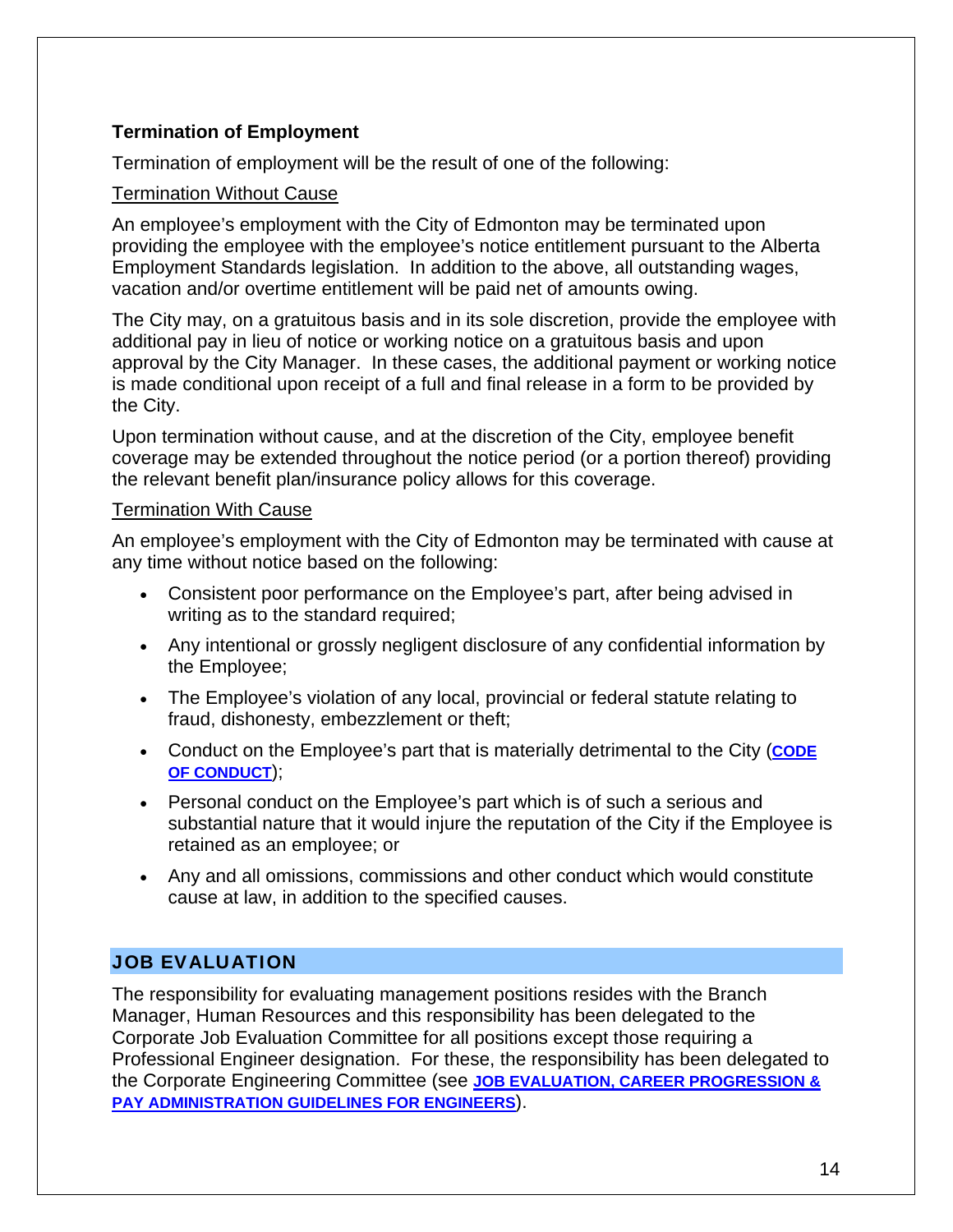### Termination of Employment

Termination of employment will be the result of one of the following:

Termination Without Cause

An employee's employment with the City of Edmonton may be terminated upon providing the employee with the employee's notice entitlement pursuant to the Alberta Employment Standards legislation. In addition to the above, all outstanding wages, vacation and/or overtime entitlement will be paid net of amounts owing.

The City may, on a gratuitous basis and in its sole discretion, provide the employee with additional pay in lieu of notice or working notice on a gratuitous basis and upon approval by the City Manager. In these cases, the additional payment or working notice is made conditional upon receipt of a full and final release in a form to be provided by the City.

Upon termination without cause, and at the discretion of the City, employee benefit coverage may be extended throughout the notice period (or a portion thereof) providing the relevant benefit plan/insurance policy allows for this coverage.

Termination With Cause

An employee's employment with the City of Edmonton may be terminated with cause at any time without notice based on the following:

- Consistent poor performance on the Employee's part, after being advised in writing as to the standard required;
- Any intentional or grossly negligent disclosure of any confidential information by the Employee;
- The Employee's violation of any local, provincial or federal statute relating to fraud, dishonesty, embezzlement or theft;
- Conduct on the Employee's part that is materially detrimental to the City (**CODE OF CONDUCT**);
- Personal conduct on the Employee's part which is of such a serious and substantial nature that it would injure the reputation of the City if the Employee is retained as an employee; or
- Any and all omissions, commissions and other conduct which would constitute cause at law, in addition to the specified causes.

## JOB EVALUATION

The responsibility for evaluating management positions resides with the Branch Manager, Human Resources and this responsibility has been delegated to the Corporate Job Evaluation Committee for all positions except those requiring a Professional Engineer designation. For these, the responsibility has been delegated to the Corporate Engineering Committee (see **JOB EVALUATION, CAREER PROGRESSION & PAY ADMINISTRATION GUIDELINES FOR ENGINEERS**).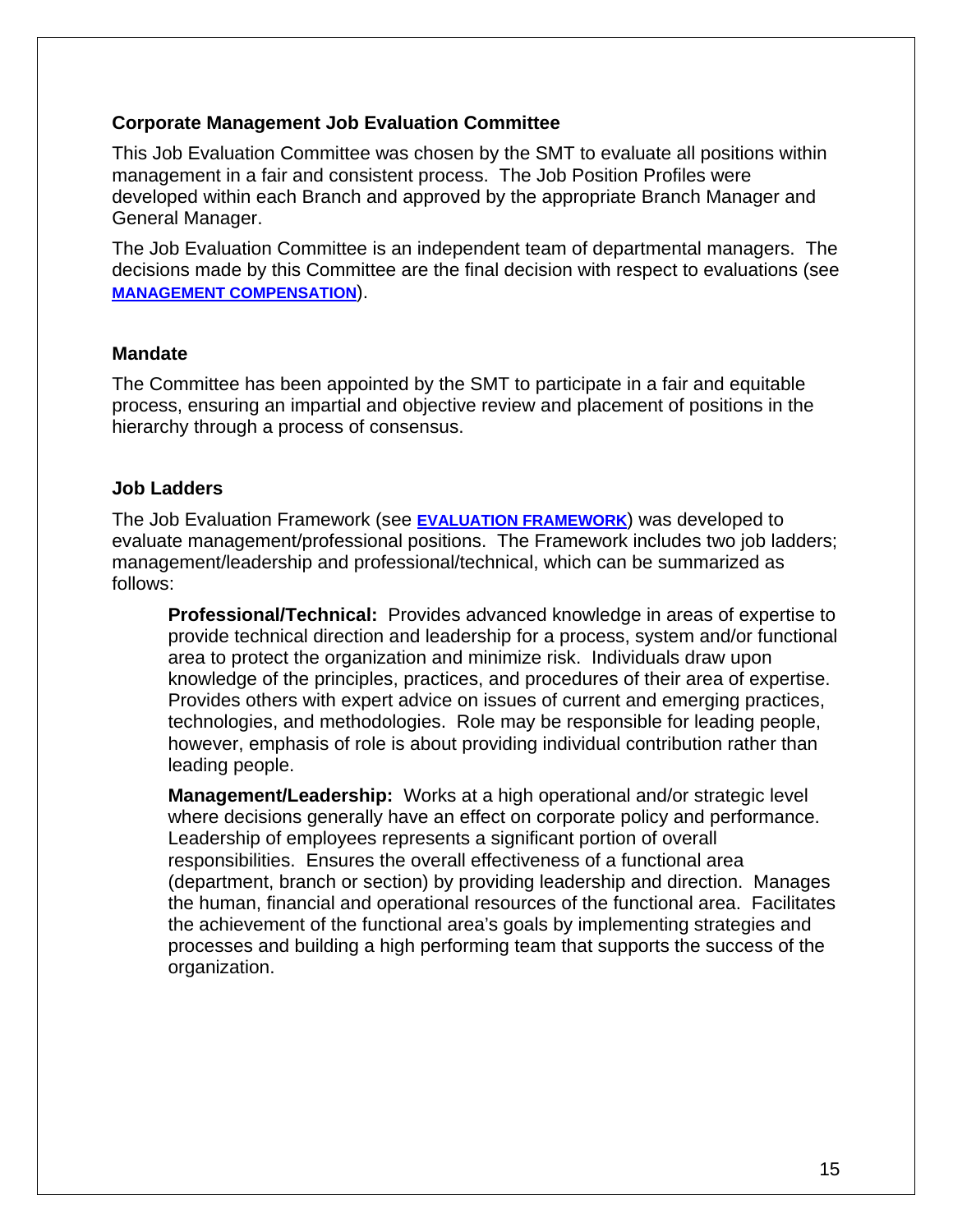### Corporate Management Job Evaluation Committee

This Job Evaluation Committee was chosen by the SMT to evaluate all positions within management in a fair and consistent process. The Job Position Profiles were developed within each Branch and approved by the appropriate Branch Manager and General Manager.

The Job Evaluation Committee is an independent team of departmental managers. The decisions made by this Committee are the final decision with respect to evaluations (see **MANAGEMENT COMPENSATION**).

### Mandate

The Committee has been appointed by the SMT to participate in a fair and equitable process, ensuring an impartial and objective review and placement of positions in the hierarchy through a process of consensus.

### Job Ladders

The Job Evaluation Framework (see **EVALUATION FRAMEWORK**) was developed to evaluate management/professional positions. The Framework includes two job ladders; management/leadership and professional/technical, which can be summarized as follows:

> **Professional/Technical:** Provides advanced knowledge in areas of expertise to provide technical direction and leadership for a process, system and/or functional area to protect the organization and minimize risk. Individuals draw upon knowledge of the principles, practices, and procedures of their area of expertise. Provides others with expert advice on issues of current and emerging practices, technologies, and methodologies. Role may be responsible for leading people, however, emphasis of role is about providing individual contribution rather than leading people.
>
> **Management/Leadership:** Works at a high operational and/or strategic level where decisions generally have an effect on corporate policy and performance. Leadership of employees represents a significant portion of overall responsibilities. Ensures the overall effectiveness of a functional area (department, branch or section) by providing leadership and direction. Manages the human, financial and operational resources of the functional area. Facilitates the achievement of the functional area's goals by implementing strategies and processes and building a high performing team that supports the success of the organization.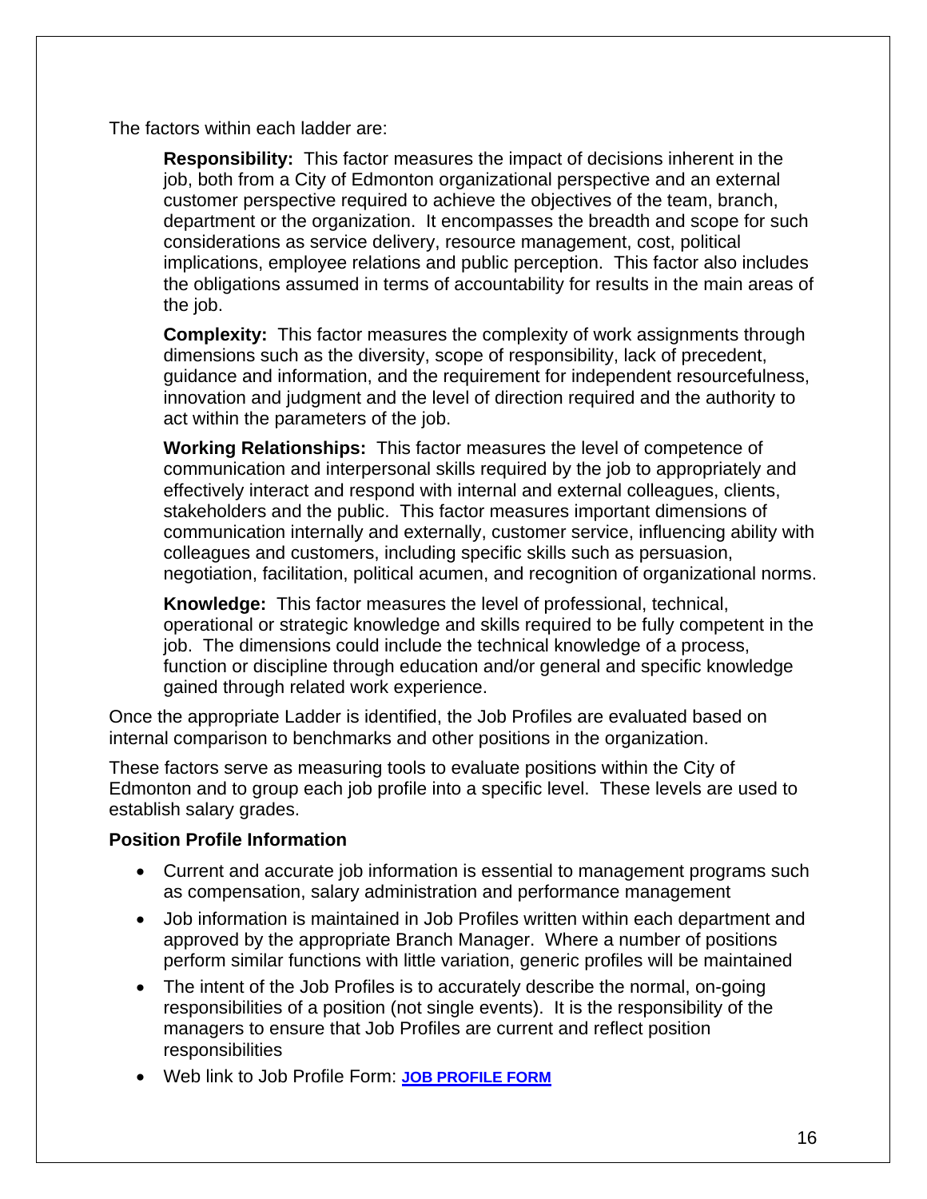The factors within each ladder are:

**Responsibility:** This factor measures the impact of decisions inherent in the job, both from a City of Edmonton organizational perspective and an external customer perspective required to achieve the objectives of the team, branch, department or the organization. It encompasses the breadth and scope for such considerations as service delivery, resource management, cost, political implications, employee relations and public perception. This factor also includes the obligations assumed in terms of accountability for results in the main areas of the job.

**Complexity:** This factor measures the complexity of work assignments through dimensions such as the diversity, scope of responsibility, lack of precedent, guidance and information, and the requirement for independent resourcefulness, innovation and judgment and the level of direction required and the authority to act within the parameters of the job.

**Working Relationships:** This factor measures the level of competence of communication and interpersonal skills required by the job to appropriately and effectively interact and respond with internal and external colleagues, clients, stakeholders and the public. This factor measures important dimensions of communication internally and externally, customer service, influencing ability with colleagues and customers, including specific skills such as persuasion, negotiation, facilitation, political acumen, and recognition of organizational norms.

**Knowledge:** This factor measures the level of professional, technical, operational or strategic knowledge and skills required to be fully competent in the job. The dimensions could include the technical knowledge of a process, function or discipline through education and/or general and specific knowledge gained through related work experience.

Once the appropriate Ladder is identified, the Job Profiles are evaluated based on internal comparison to benchmarks and other positions in the organization.

These factors serve as measuring tools to evaluate positions within the City of Edmonton and to group each job profile into a specific level. These levels are used to establish salary grades.

**Position Profile Information**

- Current and accurate job information is essential to management programs such as compensation, salary administration and performance management
- Job information is maintained in Job Profiles written within each department and approved by the appropriate Branch Manager. Where a number of positions perform similar functions with little variation, generic profiles will be maintained
- The intent of the Job Profiles is to accurately describe the normal, on-going responsibilities of a position (not single events). It is the responsibility of the managers to ensure that Job Profiles are current and reflect position responsibilities
- Web link to Job Profile Form: **JOB PROFILE FORM**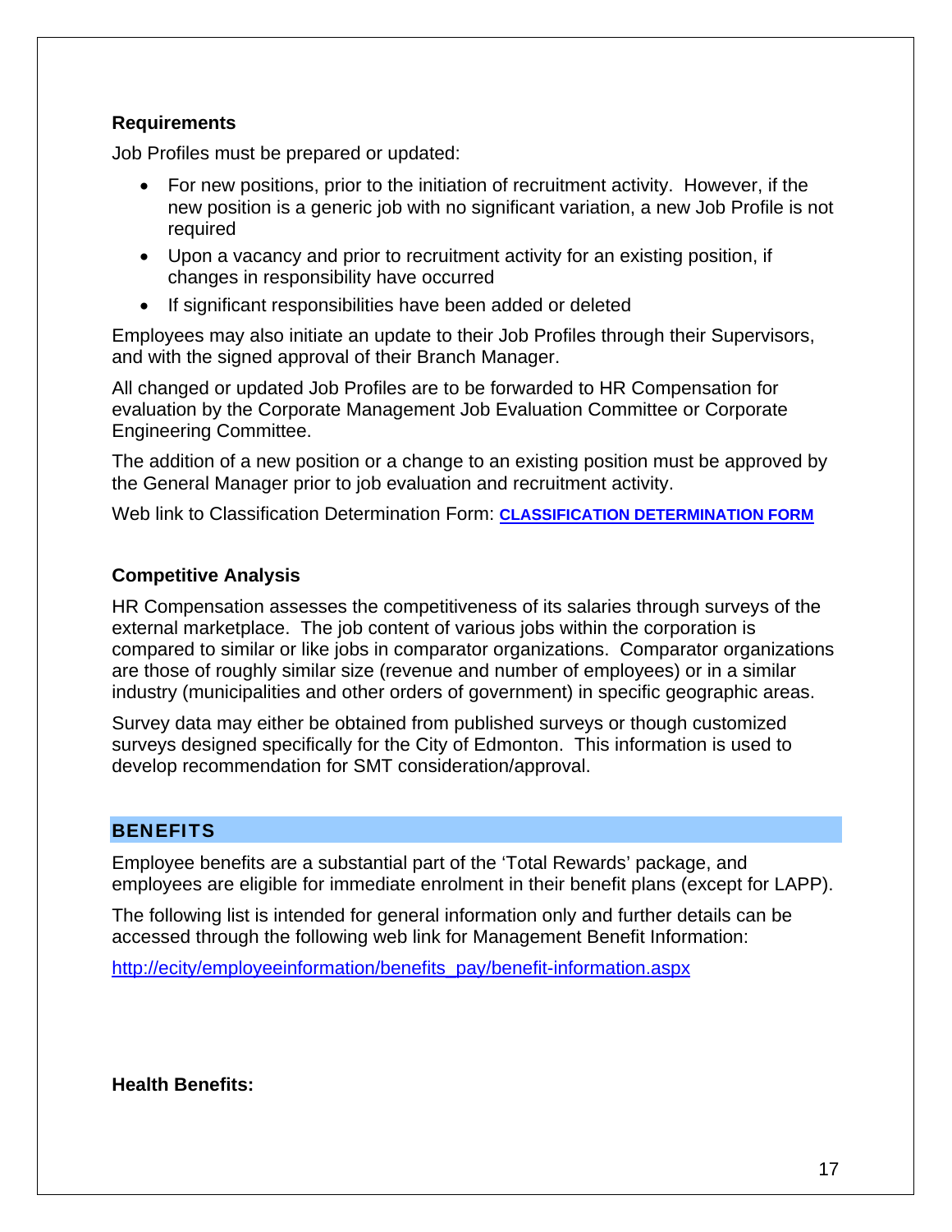**Requirements**

Job Profiles must be prepared or updated:

- For new positions, prior to the initiation of recruitment activity. However, if the new position is a generic job with no significant variation, a new Job Profile is not required
- Upon a vacancy and prior to recruitment activity for an existing position, if changes in responsibility have occurred
- If significant responsibilities have been added or deleted

Employees may also initiate an update to their Job Profiles through their Supervisors, and with the signed approval of their Branch Manager.

All changed or updated Job Profiles are to be forwarded to HR Compensation for evaluation by the Corporate Management Job Evaluation Committee or Corporate Engineering Committee.

The addition of a new position or a change to an existing position must be approved by the General Manager prior to job evaluation and recruitment activity.

Web link to Classification Determination Form: **CLASSIFICATION DETERMINATION FORM**

**Competitive Analysis**

HR Compensation assesses the competitiveness of its salaries through surveys of the external marketplace. The job content of various jobs within the corporation is compared to similar or like jobs in comparator organizations. Comparator organizations are those of roughly similar size (revenue and number of employees) or in a similar industry (municipalities and other orders of government) in specific geographic areas.

Survey data may either be obtained from published surveys or though customized surveys designed specifically for the City of Edmonton. This information is used to develop recommendation for SMT consideration/approval.

## BENEFITS

Employee benefits are a substantial part of the 'Total Rewards' package, and employees are eligible for immediate enrolment in their benefit plans (except for LAPP).

The following list is intended for general information only and further details can be accessed through the following web link for Management Benefit Information:

http://ecity/employeeinformation/benefits_pay/benefit-information.aspx

**Health Benefits:**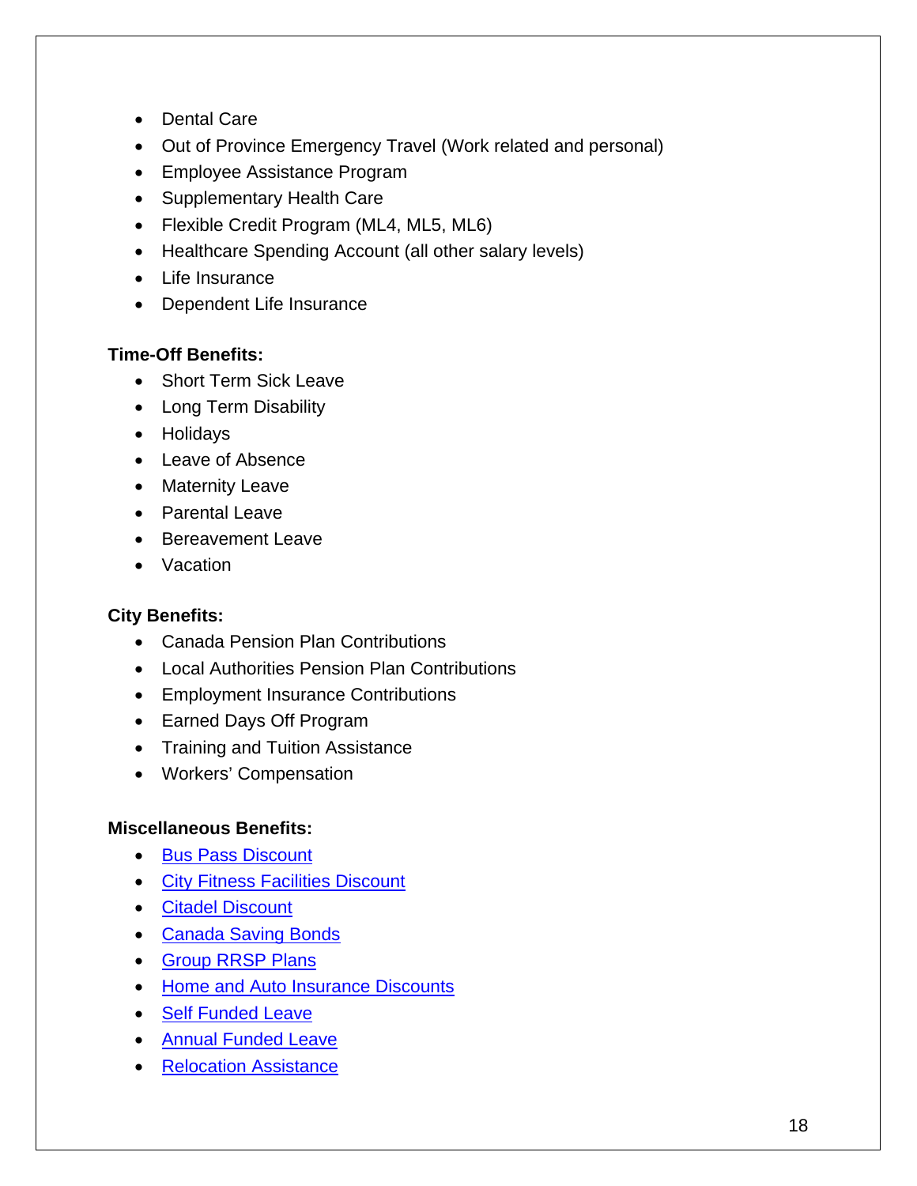- Dental Care
- Out of Province Emergency Travel (Work related and personal)
- Employee Assistance Program
- Supplementary Health Care
- Flexible Credit Program (ML4, ML5, ML6)
- Healthcare Spending Account (all other salary levels)
- Life Insurance
- Dependent Life Insurance

**Time-Off Benefits:**

- Short Term Sick Leave
- Long Term Disability
- Holidays
- Leave of Absence
- Maternity Leave
- Parental Leave
- Bereavement Leave
- Vacation

**City Benefits:**

- Canada Pension Plan Contributions
- Local Authorities Pension Plan Contributions
- Employment Insurance Contributions
- Earned Days Off Program
- Training and Tuition Assistance
- Workers' Compensation

**Miscellaneous Benefits:**

- Bus Pass Discount
- City Fitness Facilities Discount
- Citadel Discount
- Canada Saving Bonds
- Group RRSP Plans
- Home and Auto Insurance Discounts
- Self Funded Leave
- Annual Funded Leave
- Relocation Assistance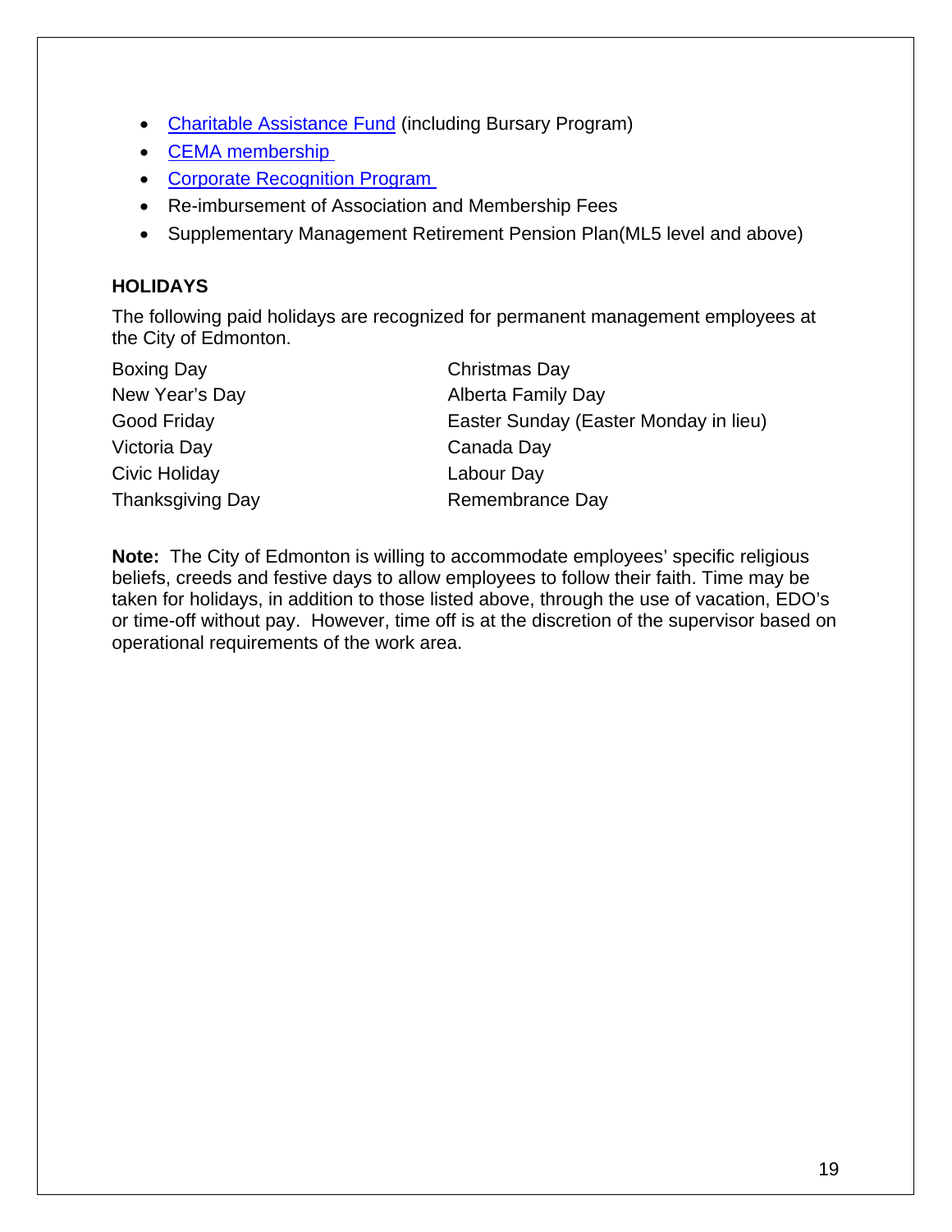- Charitable Assistance Fund (including Bursary Program)
- CEMA membership
- Corporate Recognition Program
- Re-imbursement of Association and Membership Fees
- Supplementary Management Retirement Pension Plan(ML5 level and above)

**HOLIDAYS**

The following paid holidays are recognized for permanent management employees at the City of Edmonton.

| | |
|---|---|
| Boxing Day | Christmas Day |
| New Year's Day | Alberta Family Day |
| Good Friday | Easter Sunday (Easter Monday in lieu) |
| Victoria Day | Canada Day |
| Civic Holiday | Labour Day |
| Thanksgiving Day | Remembrance Day |

**Note:** The City of Edmonton is willing to accommodate employees' specific religious beliefs, creeds and festive days to allow employees to follow their faith. Time may be taken for holidays, in addition to those listed above, through the use of vacation, EDO's or time-off without pay. However, time off is at the discretion of the supervisor based on operational requirements of the work area.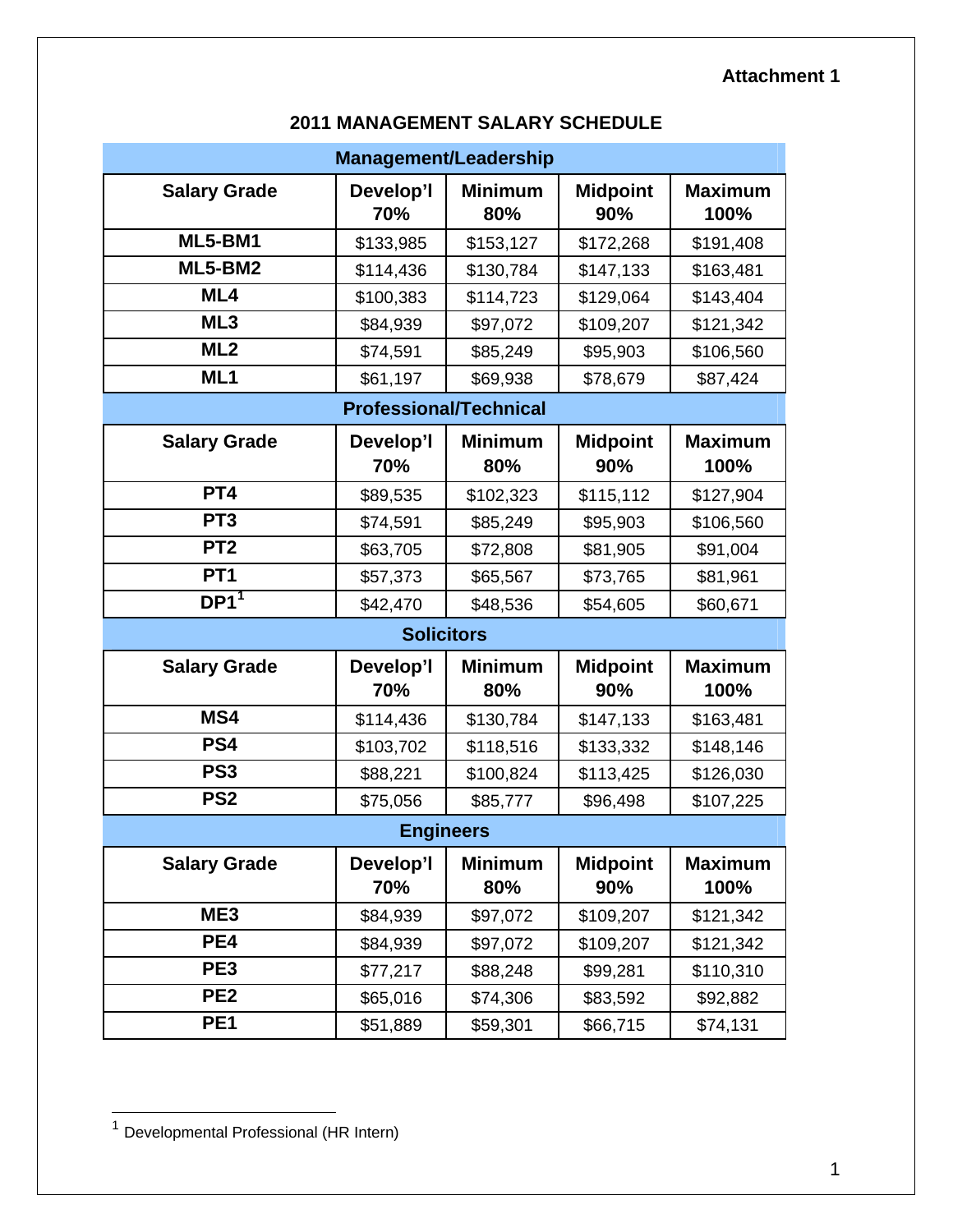Attachment 1

## 2011 MANAGEMENT SALARY SCHEDULE

| Management/Leadership | | | | |
|---|---|---|---|---|
| **Salary Grade** | **Develop'l 70%** | **Minimum 80%** | **Midpoint 90%** | **Maximum 100%** |
| **ML5-BM1** | $133,985 | $153,127 | $172,268 | $191,408 |
| **ML5-BM2** | $114,436 | $130,784 | $147,133 | $163,481 |
| **ML4** | $100,383 | $114,723 | $129,064 | $143,404 |
| **ML3** | $84,939 | $97,072 | $109,207 | $121,342 |
| **ML2** | $74,591 | $85,249 | $95,903 | $106,560 |
| **ML1** | $61,197 | $69,938 | $78,679 | $87,424 |
| **Professional/Technical** | | | | |
| **Salary Grade** | **Develop'l 70%** | **Minimum 80%** | **Midpoint 90%** | **Maximum 100%** |
| **PT4** | $89,535 | $102,323 | $115,112 | $127,904 |
| **PT3** | $74,591 | $85,249 | $95,903 | $106,560 |
| **PT2** | $63,705 | $72,808 | $81,905 | $91,004 |
| **PT1** | $57,373 | $65,567 | $73,765 | $81,961 |
| **DP1**[1] | $42,470 | $48,536 | $54,605 | $60,671 |
| **Solicitors** | | | | |
| **Salary Grade** | **Develop'l 70%** | **Minimum 80%** | **Midpoint 90%** | **Maximum 100%** |
| **MS4** | $114,436 | $130,784 | $147,133 | $163,481 |
| **PS4** | $103,702 | $118,516 | $133,332 | $148,146 |
| **PS3** | $88,221 | $100,824 | $113,425 | $126,030 |
| **PS2** | $75,056 | $85,777 | $96,498 | $107,225 |
| **Engineers** | | | | |
| **Salary Grade** | **Develop'l 70%** | **Minimum 80%** | **Midpoint 90%** | **Maximum 100%** |
| **ME3** | $84,939 | $97,072 | $109,207 | $121,342 |
| **PE4** | $84,939 | $97,072 | $109,207 | $121,342 |
| **PE3** | $77,217 | $88,248 | $99,281 | $110,310 |
| **PE2** | $65,016 | $74,306 | $83,592 | $92,882 |
| **PE1** | $51,889 | $59,301 | $66,715 | $74,131 |

[1] Developmental Professional (HR Intern)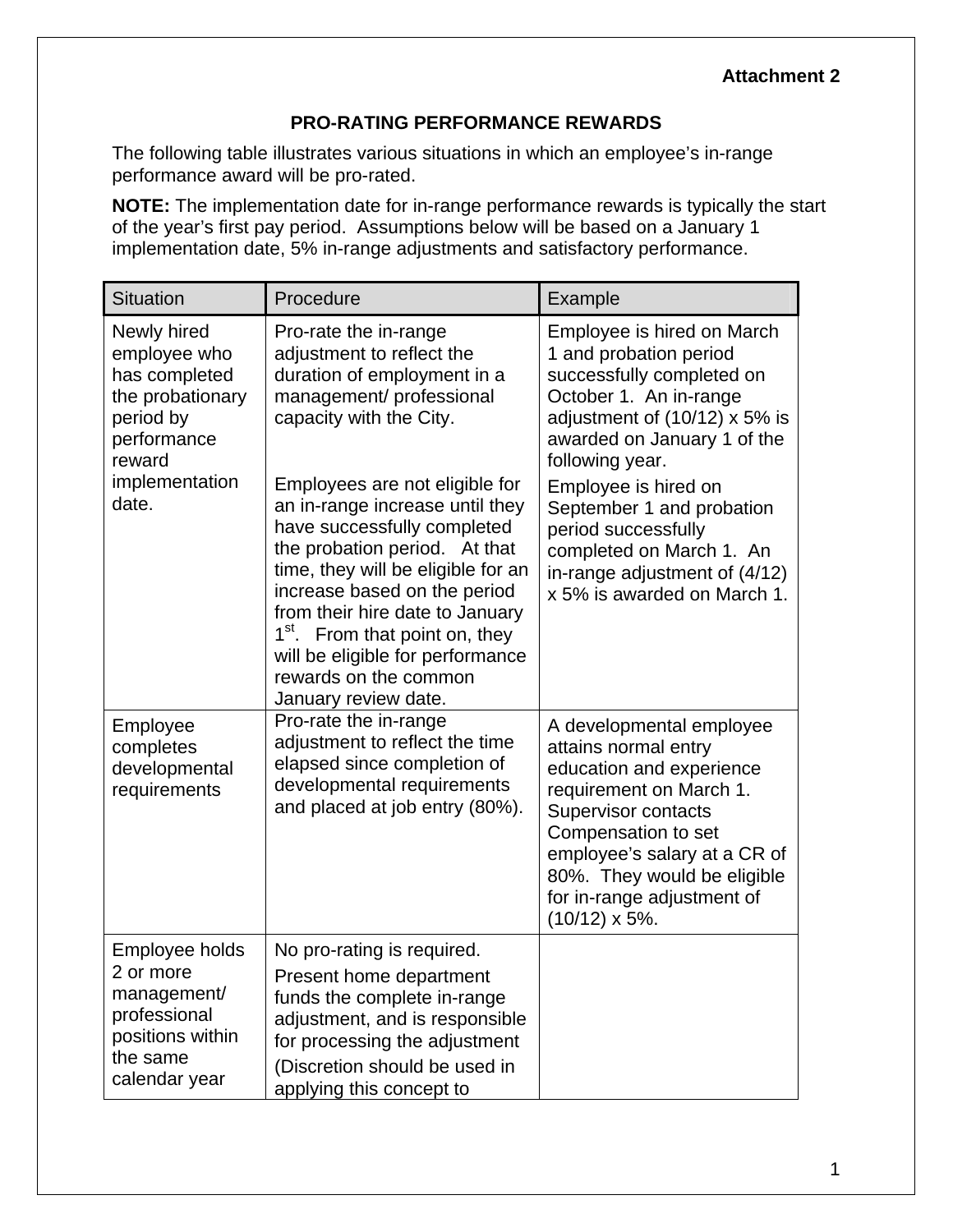**Attachment 2**

## PRO-RATING PERFORMANCE REWARDS

The following table illustrates various situations in which an employee's in-range performance award will be pro-rated.

**NOTE:** The implementation date for in-range performance rewards is typically the start of the year's first pay period. Assumptions below will be based on a January 1 implementation date, 5% in-range adjustments and satisfactory performance.

| Situation | Procedure | Example |
|---|---|---|
| Newly hired employee who has completed the probationary period by performance reward implementation date. | Pro-rate the in-range adjustment to reflect the duration of employment in a management/ professional capacity with the City.<br><br>Employees are not eligible for an in-range increase until they have successfully completed the probation period. At that time, they will be eligible for an increase based on the period from their hire date to January 1st. From that point on, they will be eligible for performance rewards on the common January review date. | Employee is hired on March 1 and probation period successfully completed on October 1. An in-range adjustment of (10/12) x 5% is awarded on January 1 of the following year.<br><br>Employee is hired on September 1 and probation period successfully completed on March 1. An in-range adjustment of (4/12) x 5% is awarded on March 1. |
| Employee completes developmental requirements | Pro-rate the in-range adjustment to reflect the time elapsed since completion of developmental requirements and placed at job entry (80%). | A developmental employee attains normal entry education and experience requirement on March 1. Supervisor contacts Compensation to set employee's salary at a CR of 80%. They would be eligible for in-range adjustment of (10/12) x 5%. |
| Employee holds 2 or more management/ professional positions within the same calendar year | No pro-rating is required.<br><br>Present home department funds the complete in-range adjustment, and is responsible for processing the adjustment<br><br>(Discretion should be used in applying this concept to | |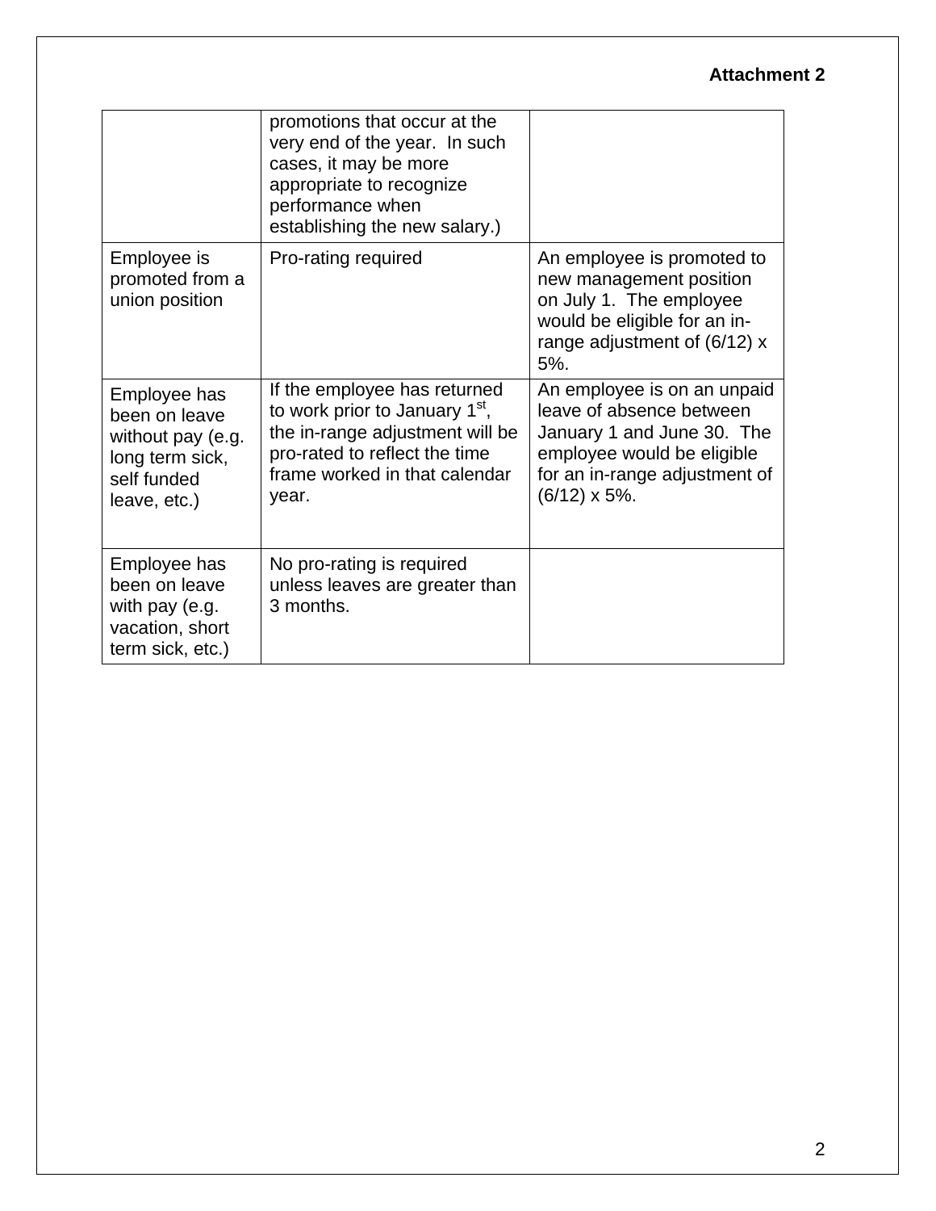**Attachment 2**

| | | |
|---|---|---|
| | promotions that occur at the very end of the year. In such cases, it may be more appropriate to recognize performance when establishing the new salary.) | |
| Employee is promoted from a union position | Pro-rating required | An employee is promoted to new management position on July 1. The employee would be eligible for an in-range adjustment of (6/12) x 5%. |
| Employee has been on leave without pay (e.g. long term sick, self funded leave, etc.) | If the employee has returned to work prior to January 1st, the in-range adjustment will be pro-rated to reflect the time frame worked in that calendar year. | An employee is on an unpaid leave of absence between January 1 and June 30. The employee would be eligible for an in-range adjustment of (6/12) x 5%. |
| Employee has been on leave with pay (e.g. vacation, short term sick, etc.) | No pro-rating is required unless leaves are greater than 3 months. | |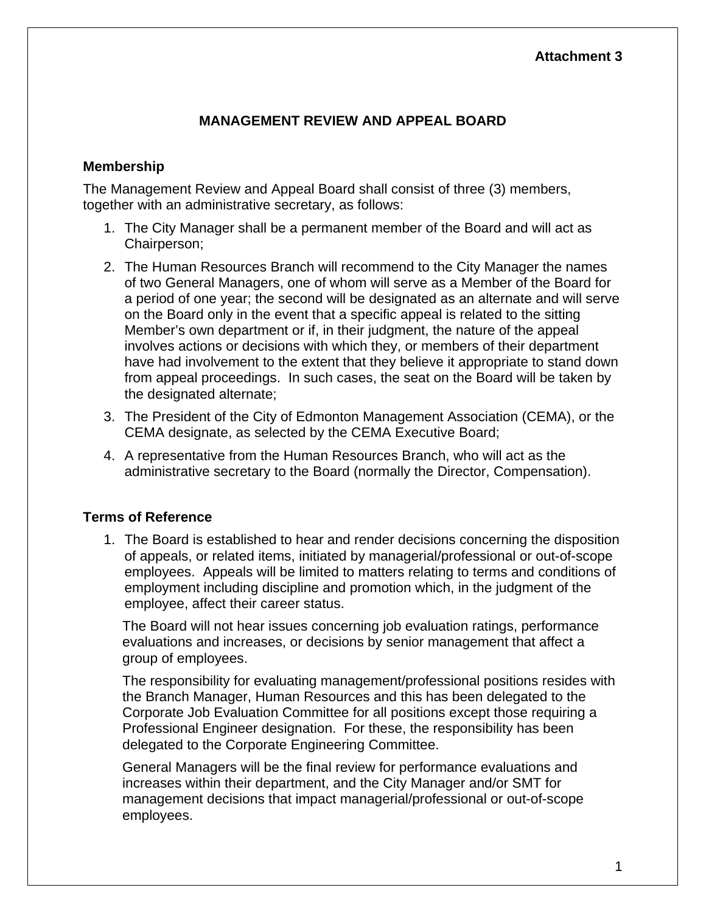**Attachment 3**

# MANAGEMENT REVIEW AND APPEAL BOARD

## Membership

The Management Review and Appeal Board shall consist of three (3) members, together with an administrative secretary, as follows:

1. The City Manager shall be a permanent member of the Board and will act as Chairperson;
2. The Human Resources Branch will recommend to the City Manager the names of two General Managers, one of whom will serve as a Member of the Board for a period of one year; the second will be designated as an alternate and will serve on the Board only in the event that a specific appeal is related to the sitting Member's own department or if, in their judgment, the nature of the appeal involves actions or decisions with which they, or members of their department have had involvement to the extent that they believe it appropriate to stand down from appeal proceedings. In such cases, the seat on the Board will be taken by the designated alternate;
3. The President of the City of Edmonton Management Association (CEMA), or the CEMA designate, as selected by the CEMA Executive Board;
4. A representative from the Human Resources Branch, who will act as the administrative secretary to the Board (normally the Director, Compensation).

## Terms of Reference

1. The Board is established to hear and render decisions concerning the disposition of appeals, or related items, initiated by managerial/professional or out-of-scope employees. Appeals will be limited to matters relating to terms and conditions of employment including discipline and promotion which, in the judgment of the employee, affect their career status.

   The Board will not hear issues concerning job evaluation ratings, performance evaluations and increases, or decisions by senior management that affect a group of employees.

   The responsibility for evaluating management/professional positions resides with the Branch Manager, Human Resources and this has been delegated to the Corporate Job Evaluation Committee for all positions except those requiring a Professional Engineer designation. For these, the responsibility has been delegated to the Corporate Engineering Committee.

   General Managers will be the final review for performance evaluations and increases within their department, and the City Manager and/or SMT for management decisions that impact managerial/professional or out-of-scope employees.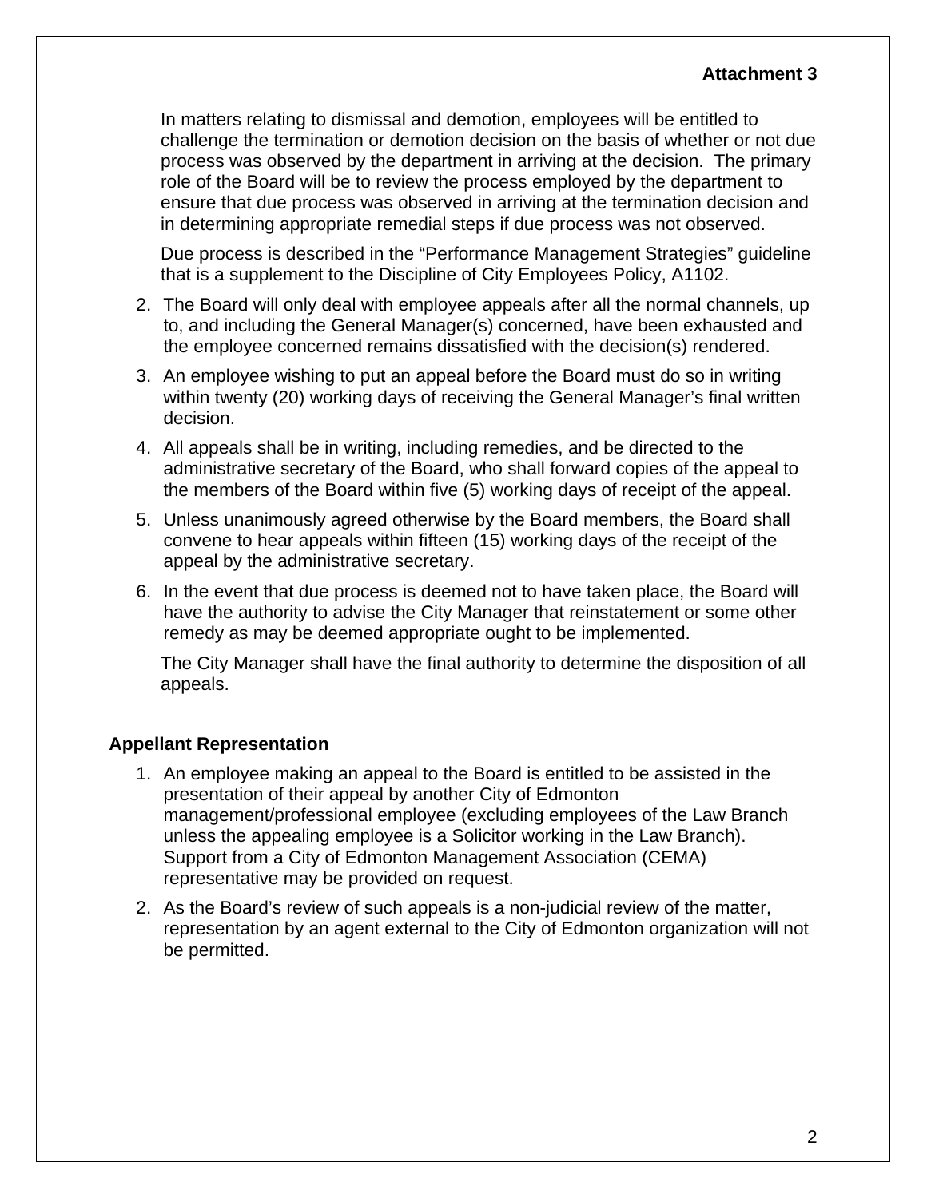**Attachment 3**

In matters relating to dismissal and demotion, employees will be entitled to challenge the termination or demotion decision on the basis of whether or not due process was observed by the department in arriving at the decision. The primary role of the Board will be to review the process employed by the department to ensure that due process was observed in arriving at the termination decision and in determining appropriate remedial steps if due process was not observed.

Due process is described in the "Performance Management Strategies" guideline that is a supplement to the Discipline of City Employees Policy, A1102.

2. The Board will only deal with employee appeals after all the normal channels, up to, and including the General Manager(s) concerned, have been exhausted and the employee concerned remains dissatisfied with the decision(s) rendered.
3. An employee wishing to put an appeal before the Board must do so in writing within twenty (20) working days of receiving the General Manager's final written decision.
4. All appeals shall be in writing, including remedies, and be directed to the administrative secretary of the Board, who shall forward copies of the appeal to the members of the Board within five (5) working days of receipt of the appeal.
5. Unless unanimously agreed otherwise by the Board members, the Board shall convene to hear appeals within fifteen (15) working days of the receipt of the appeal by the administrative secretary.
6. In the event that due process is deemed not to have taken place, the Board will have the authority to advise the City Manager that reinstatement or some other remedy as may be deemed appropriate ought to be implemented.

The City Manager shall have the final authority to determine the disposition of all appeals.

**Appellant Representation**

1. An employee making an appeal to the Board is entitled to be assisted in the presentation of their appeal by another City of Edmonton management/professional employee (excluding employees of the Law Branch unless the appealing employee is a Solicitor working in the Law Branch). Support from a City of Edmonton Management Association (CEMA) representative may be provided on request.
2. As the Board's review of such appeals is a non-judicial review of the matter, representation by an agent external to the City of Edmonton organization will not be permitted.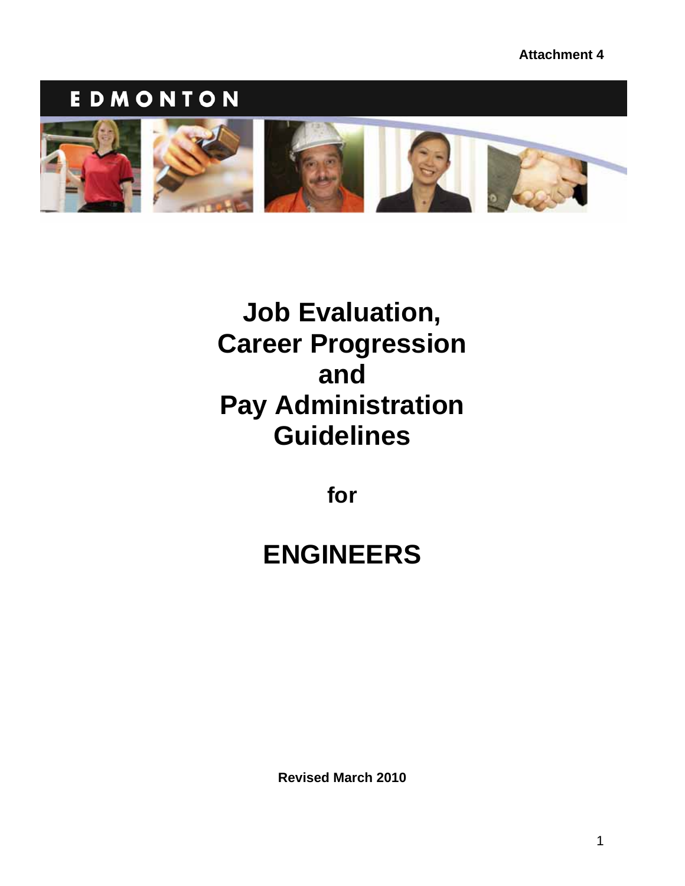Attachment 4

EDMONTON

# Job Evaluation, Career Progression and Pay Administration Guidelines

**for**

# ENGINEERS

**Revised March 2010**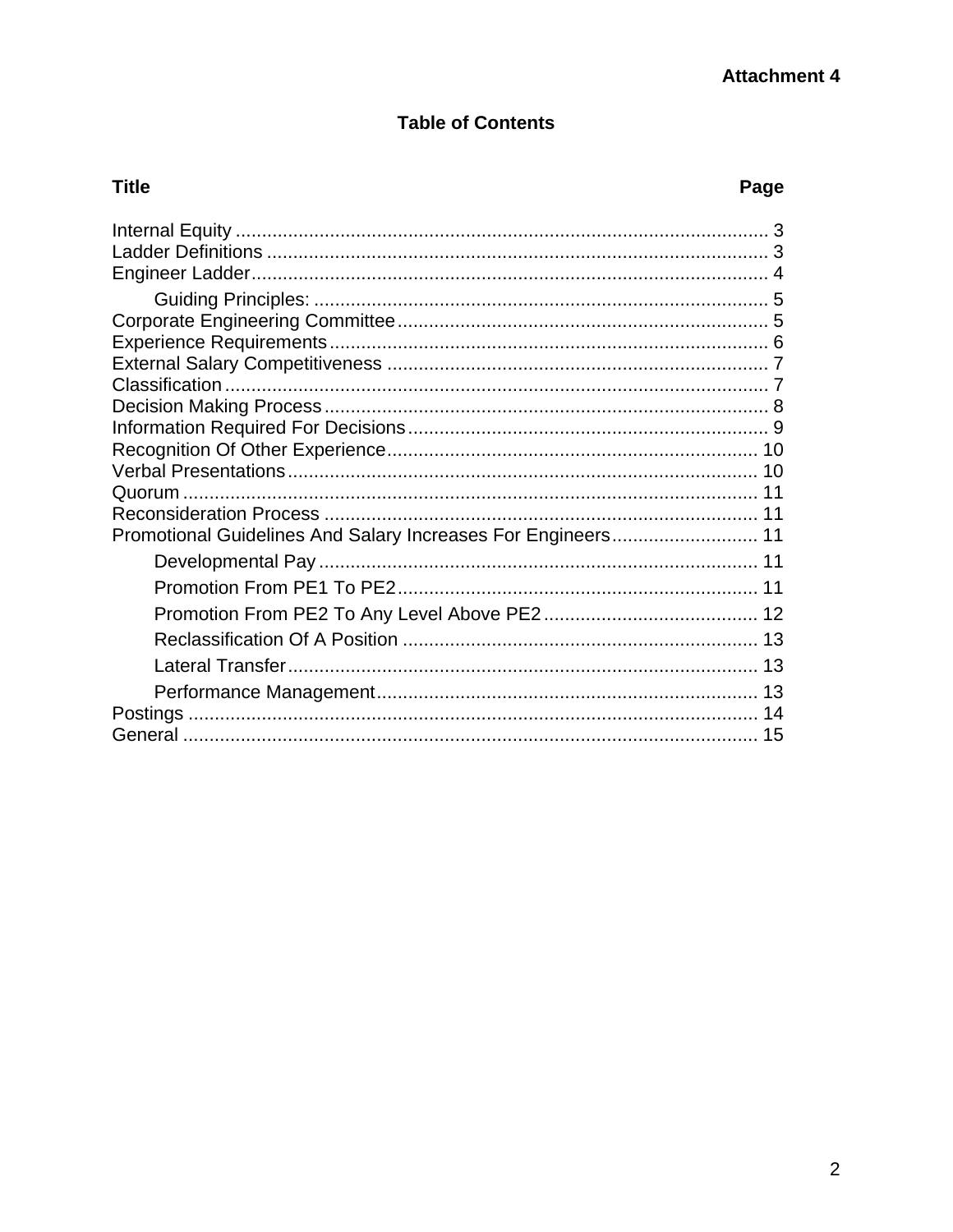**Attachment 4**

## Table of Contents

| Title | Page |
|---|---|
| Internal Equity | 3 |
| Ladder Definitions | 3 |
| Engineer Ladder | 4 |
| Guiding Principles: | 5 |
| Corporate Engineering Committee | 5 |
| Experience Requirements | 6 |
| External Salary Competitiveness | 7 |
| Classification | 7 |
| Decision Making Process | 8 |
| Information Required For Decisions | 9 |
| Recognition Of Other Experience | 10 |
| Verbal Presentations | 10 |
| Quorum | 11 |
| Reconsideration Process | 11 |
| Promotional Guidelines And Salary Increases For Engineers | 11 |
| Developmental Pay | 11 |
| Promotion From PE1 To PE2 | 11 |
| Promotion From PE2 To Any Level Above PE2 | 12 |
| Reclassification Of A Position | 13 |
| Lateral Transfer | 13 |
| Performance Management | 13 |
| Postings | 14 |
| General | 15 |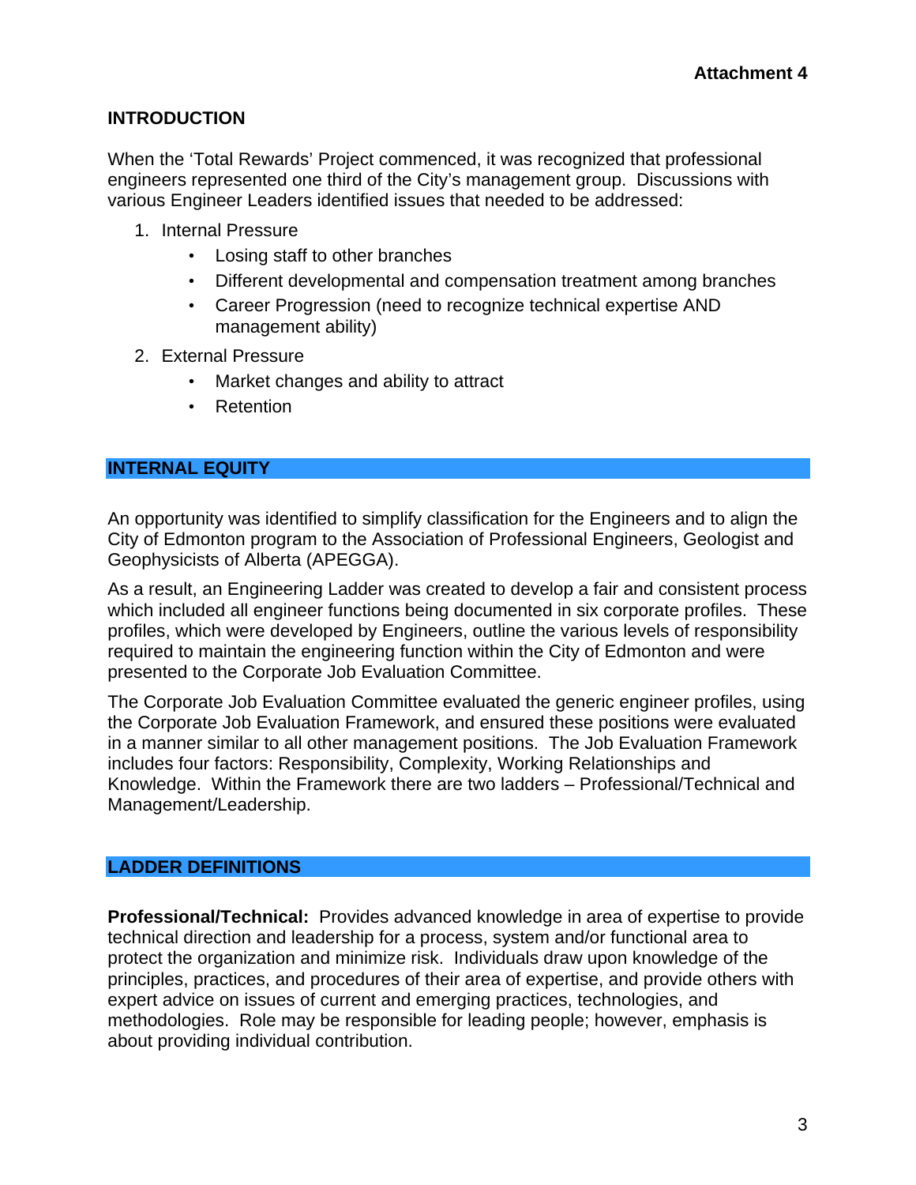**Attachment 4**

## INTRODUCTION

When the 'Total Rewards' Project commenced, it was recognized that professional engineers represented one third of the City's management group. Discussions with various Engineer Leaders identified issues that needed to be addressed:

1. Internal Pressure
   - Losing staff to other branches
   - Different developmental and compensation treatment among branches
   - Career Progression (need to recognize technical expertise AND management ability)
2. External Pressure
   - Market changes and ability to attract
   - Retention

## INTERNAL EQUITY

An opportunity was identified to simplify classification for the Engineers and to align the City of Edmonton program to the Association of Professional Engineers, Geologist and Geophysicists of Alberta (APEGGA).

As a result, an Engineering Ladder was created to develop a fair and consistent process which included all engineer functions being documented in six corporate profiles. These profiles, which were developed by Engineers, outline the various levels of responsibility required to maintain the engineering function within the City of Edmonton and were presented to the Corporate Job Evaluation Committee.

The Corporate Job Evaluation Committee evaluated the generic engineer profiles, using the Corporate Job Evaluation Framework, and ensured these positions were evaluated in a manner similar to all other management positions. The Job Evaluation Framework includes four factors: Responsibility, Complexity, Working Relationships and Knowledge. Within the Framework there are two ladders – Professional/Technical and Management/Leadership.

## LADDER DEFINITIONS

**Professional/Technical:** Provides advanced knowledge in area of expertise to provide technical direction and leadership for a process, system and/or functional area to protect the organization and minimize risk. Individuals draw upon knowledge of the principles, practices, and procedures of their area of expertise, and provide others with expert advice on issues of current and emerging practices, technologies, and methodologies. Role may be responsible for leading people; however, emphasis is about providing individual contribution.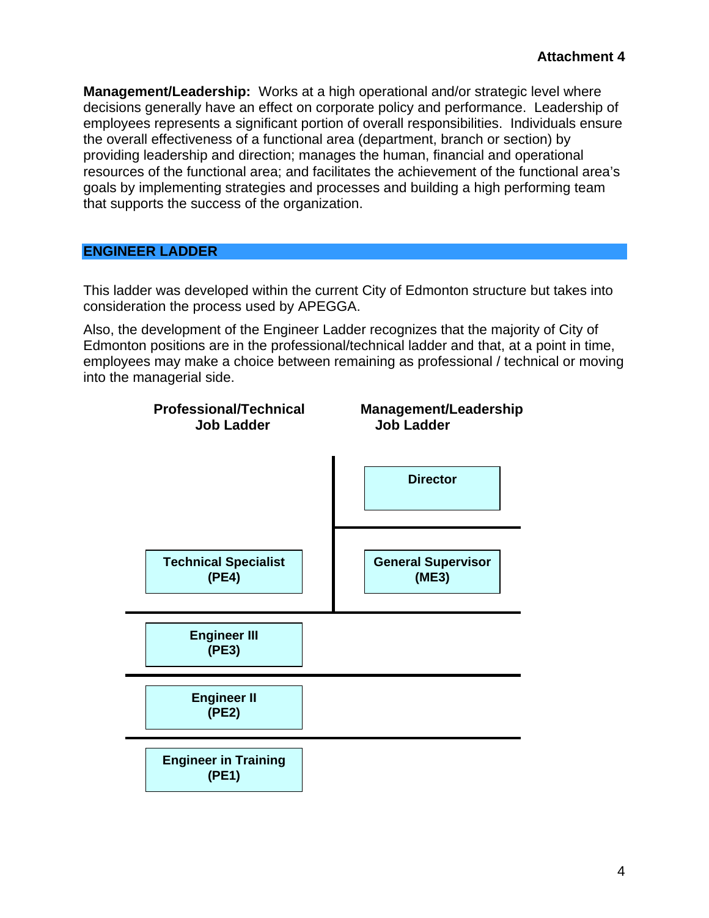**Attachment 4**

**Management/Leadership:** Works at a high operational and/or strategic level where decisions generally have an effect on corporate policy and performance. Leadership of employees represents a significant portion of overall responsibilities. Individuals ensure the overall effectiveness of a functional area (department, branch or section) by providing leadership and direction; manages the human, financial and operational resources of the functional area; and facilitates the achievement of the functional area's goals by implementing strategies and processes and building a high performing team that supports the success of the organization.

## ENGINEER LADDER

This ladder was developed within the current City of Edmonton structure but takes into consideration the process used by APEGGA.

Also, the development of the Engineer Ladder recognizes that the majority of City of Edmonton positions are in the professional/technical ladder and that, at a point in time, employees may make a choice between remaining as professional / technical or moving into the managerial side.

| Professional/Technical Job Ladder | Management/Leadership Job Ladder |
| --- | --- |
| | **Director** |
| **Technical Specialist (PE4)** | **General Supervisor (ME3)** |
| **Engineer III (PE3)** | |
| **Engineer II (PE2)** | |
| **Engineer in Training (PE1)** | |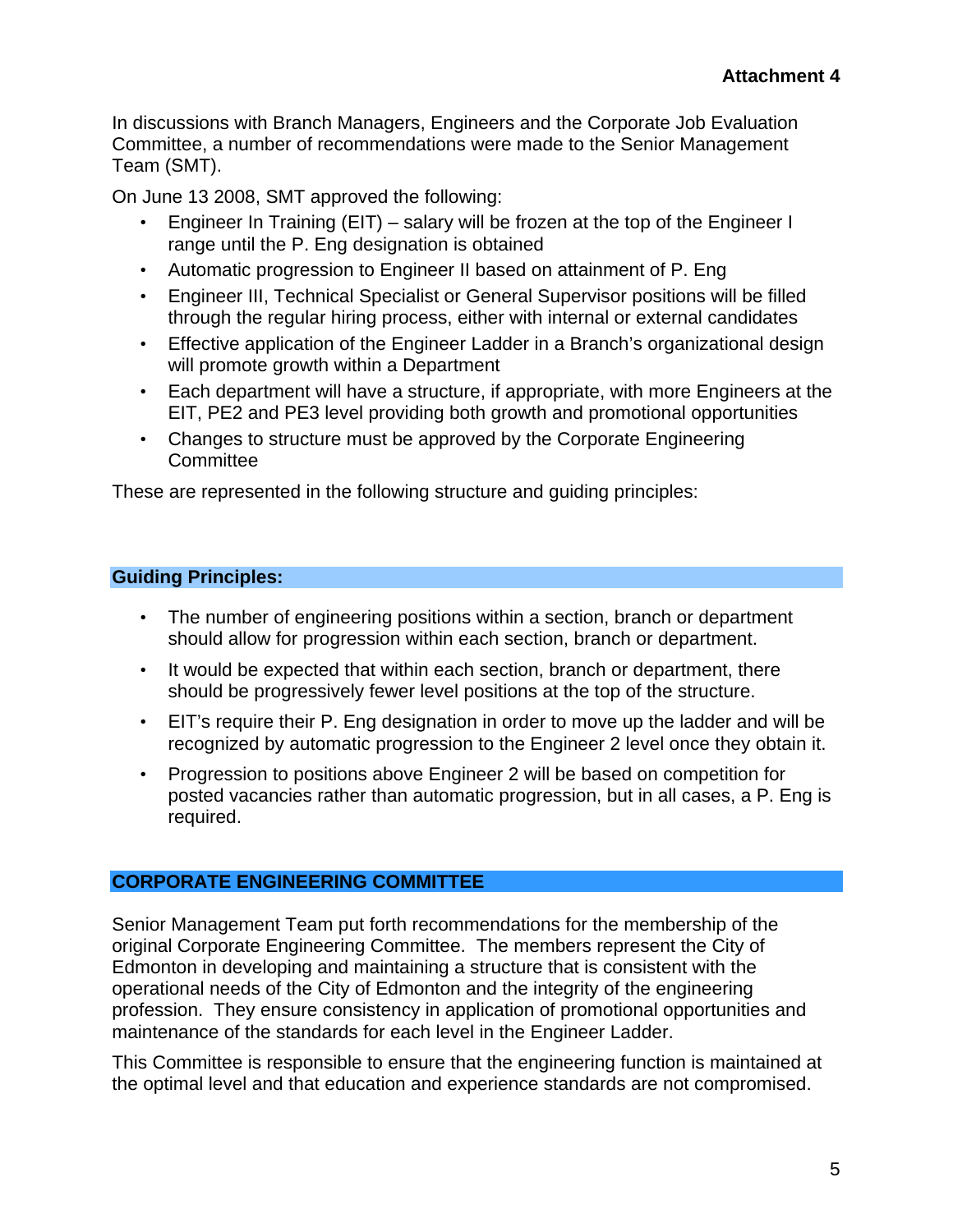**Attachment 4**

In discussions with Branch Managers, Engineers and the Corporate Job Evaluation Committee, a number of recommendations were made to the Senior Management Team (SMT).

On June 13 2008, SMT approved the following:

- Engineer In Training (EIT) – salary will be frozen at the top of the Engineer I range until the P. Eng designation is obtained
- Automatic progression to Engineer II based on attainment of P. Eng
- Engineer III, Technical Specialist or General Supervisor positions will be filled through the regular hiring process, either with internal or external candidates
- Effective application of the Engineer Ladder in a Branch's organizational design will promote growth within a Department
- Each department will have a structure, if appropriate, with more Engineers at the EIT, PE2 and PE3 level providing both growth and promotional opportunities
- Changes to structure must be approved by the Corporate Engineering Committee

These are represented in the following structure and guiding principles:

## Guiding Principles:

- The number of engineering positions within a section, branch or department should allow for progression within each section, branch or department.
- It would be expected that within each section, branch or department, there should be progressively fewer level positions at the top of the structure.
- EIT's require their P. Eng designation in order to move up the ladder and will be recognized by automatic progression to the Engineer 2 level once they obtain it.
- Progression to positions above Engineer 2 will be based on competition for posted vacancies rather than automatic progression, but in all cases, a P. Eng is required.

## CORPORATE ENGINEERING COMMITTEE

Senior Management Team put forth recommendations for the membership of the original Corporate Engineering Committee. The members represent the City of Edmonton in developing and maintaining a structure that is consistent with the operational needs of the City of Edmonton and the integrity of the engineering profession. They ensure consistency in application of promotional opportunities and maintenance of the standards for each level in the Engineer Ladder.

This Committee is responsible to ensure that the engineering function is maintained at the optimal level and that education and experience standards are not compromised.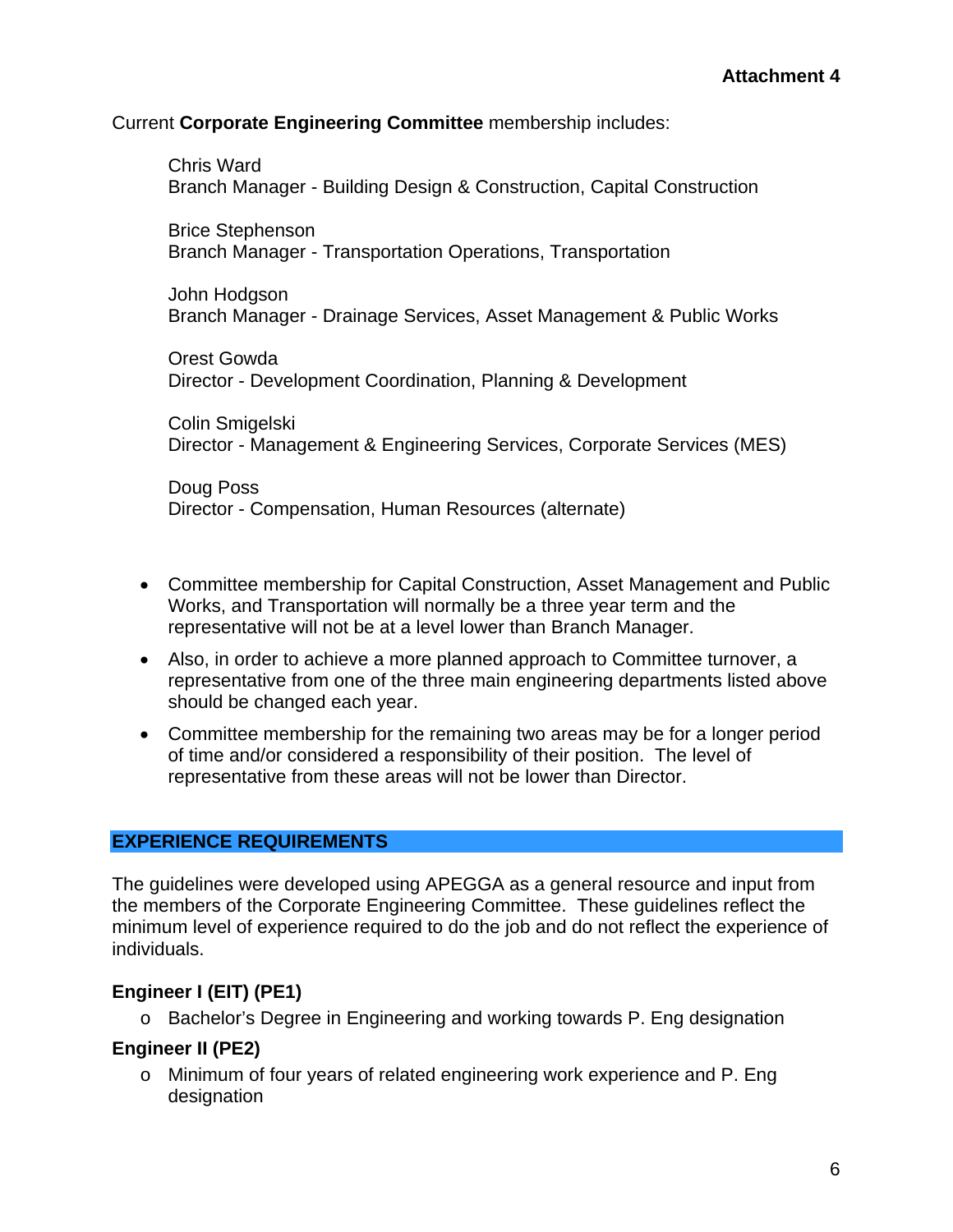**Attachment 4**

Current **Corporate Engineering Committee** membership includes:

Chris Ward
Branch Manager - Building Design & Construction, Capital Construction

Brice Stephenson
Branch Manager - Transportation Operations, Transportation

John Hodgson
Branch Manager - Drainage Services, Asset Management & Public Works

Orest Gowda
Director - Development Coordination, Planning & Development

Colin Smigelski
Director - Management & Engineering Services, Corporate Services (MES)

Doug Poss
Director - Compensation, Human Resources (alternate)

- Committee membership for Capital Construction, Asset Management and Public Works, and Transportation will normally be a three year term and the representative will not be at a level lower than Branch Manager.
- Also, in order to achieve a more planned approach to Committee turnover, a representative from one of the three main engineering departments listed above should be changed each year.
- Committee membership for the remaining two areas may be for a longer period of time and/or considered a responsibility of their position. The level of representative from these areas will not be lower than Director.

## EXPERIENCE REQUIREMENTS

The guidelines were developed using APEGGA as a general resource and input from the members of the Corporate Engineering Committee. These guidelines reflect the minimum level of experience required to do the job and do not reflect the experience of individuals.

**Engineer I (EIT) (PE1)**

- Bachelor's Degree in Engineering and working towards P. Eng designation

**Engineer II (PE2)**

- Minimum of four years of related engineering work experience and P. Eng designation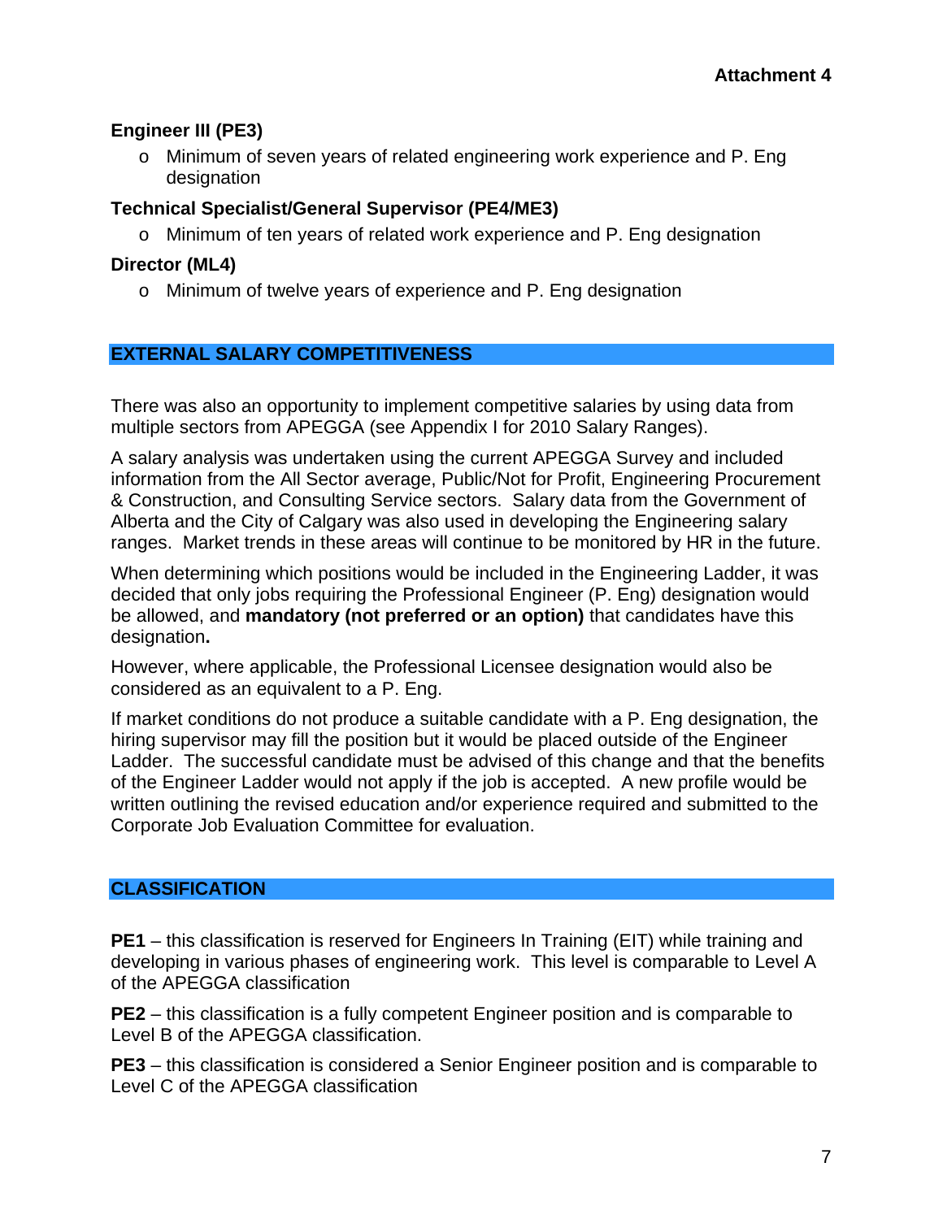**Attachment 4**

**Engineer III (PE3)**

- Minimum of seven years of related engineering work experience and P. Eng designation

**Technical Specialist/General Supervisor (PE4/ME3)**

- Minimum of ten years of related work experience and P. Eng designation

**Director (ML4)**

- Minimum of twelve years of experience and P. Eng designation

## EXTERNAL SALARY COMPETITIVENESS

There was also an opportunity to implement competitive salaries by using data from multiple sectors from APEGGA (see Appendix I for 2010 Salary Ranges).

A salary analysis was undertaken using the current APEGGA Survey and included information from the All Sector average, Public/Not for Profit, Engineering Procurement & Construction, and Consulting Service sectors. Salary data from the Government of Alberta and the City of Calgary was also used in developing the Engineering salary ranges. Market trends in these areas will continue to be monitored by HR in the future.

When determining which positions would be included in the Engineering Ladder, it was decided that only jobs requiring the Professional Engineer (P. Eng) designation would be allowed, and **mandatory (not preferred or an option)** that candidates have this designation**.**

However, where applicable, the Professional Licensee designation would also be considered as an equivalent to a P. Eng.

If market conditions do not produce a suitable candidate with a P. Eng designation, the hiring supervisor may fill the position but it would be placed outside of the Engineer Ladder. The successful candidate must be advised of this change and that the benefits of the Engineer Ladder would not apply if the job is accepted. A new profile would be written outlining the revised education and/or experience required and submitted to the Corporate Job Evaluation Committee for evaluation.

## CLASSIFICATION

**PE1** – this classification is reserved for Engineers In Training (EIT) while training and developing in various phases of engineering work. This level is comparable to Level A of the APEGGA classification

**PE2** – this classification is a fully competent Engineer position and is comparable to Level B of the APEGGA classification.

**PE3** – this classification is considered a Senior Engineer position and is comparable to Level C of the APEGGA classification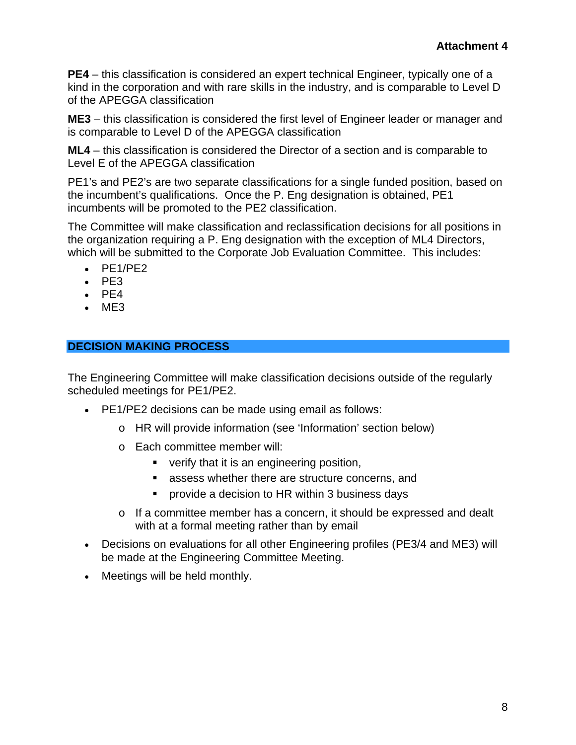**Attachment 4**

**PE4** – this classification is considered an expert technical Engineer, typically one of a kind in the corporation and with rare skills in the industry, and is comparable to Level D of the APEGGA classification

**ME3** – this classification is considered the first level of Engineer leader or manager and is comparable to Level D of the APEGGA classification

**ML4** – this classification is considered the Director of a section and is comparable to Level E of the APEGGA classification

PE1's and PE2's are two separate classifications for a single funded position, based on the incumbent's qualifications. Once the P. Eng designation is obtained, PE1 incumbents will be promoted to the PE2 classification.

The Committee will make classification and reclassification decisions for all positions in the organization requiring a P. Eng designation with the exception of ML4 Directors, which will be submitted to the Corporate Job Evaluation Committee. This includes:

- PE1/PE2
- PE3
- PE4
- ME3

## DECISION MAKING PROCESS

The Engineering Committee will make classification decisions outside of the regularly scheduled meetings for PE1/PE2.

- PE1/PE2 decisions can be made using email as follows:
  - HR will provide information (see 'Information' section below)
  - Each committee member will:
    - verify that it is an engineering position,
    - assess whether there are structure concerns, and
    - provide a decision to HR within 3 business days
  - If a committee member has a concern, it should be expressed and dealt with at a formal meeting rather than by email
- Decisions on evaluations for all other Engineering profiles (PE3/4 and ME3) will be made at the Engineering Committee Meeting.
- Meetings will be held monthly.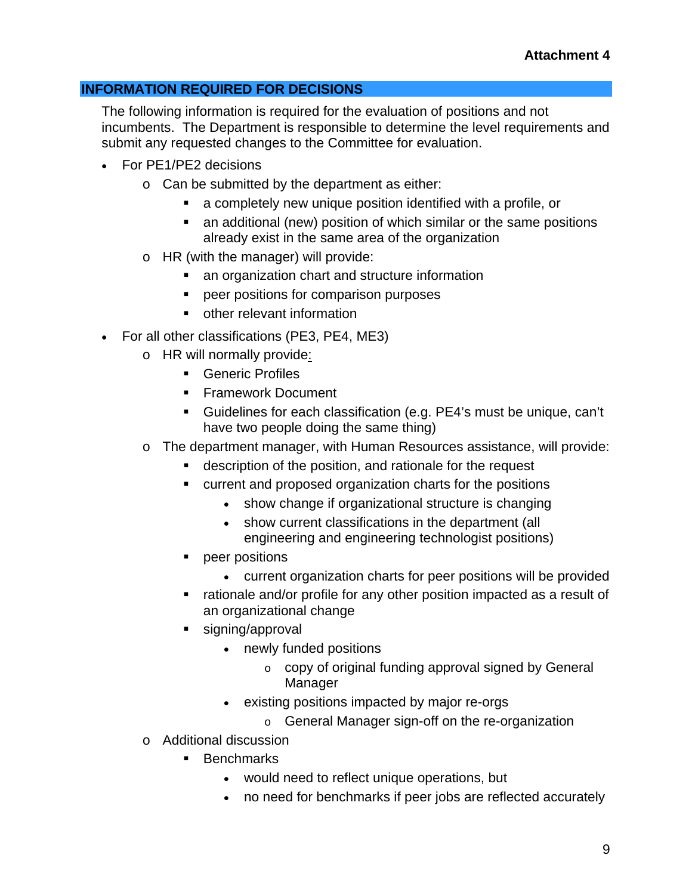**Attachment 4**

## INFORMATION REQUIRED FOR DECISIONS

The following information is required for the evaluation of positions and not incumbents. The Department is responsible to determine the level requirements and submit any requested changes to the Committee for evaluation.

- For PE1/PE2 decisions
  - Can be submitted by the department as either:
    - a completely new unique position identified with a profile, or
    - an additional (new) position of which similar or the same positions already exist in the same area of the organization
  - HR (with the manager) will provide:
    - an organization chart and structure information
    - peer positions for comparison purposes
    - other relevant information
- For all other classifications (PE3, PE4, ME3)
  - HR will normally provide:
    - Generic Profiles
    - Framework Document
    - Guidelines for each classification (e.g. PE4's must be unique, can't have two people doing the same thing)
  - The department manager, with Human Resources assistance, will provide:
    - description of the position, and rationale for the request
    - current and proposed organization charts for the positions
      - show change if organizational structure is changing
      - show current classifications in the department (all engineering and engineering technologist positions)
    - peer positions
      - current organization charts for peer positions will be provided
    - rationale and/or profile for any other position impacted as a result of an organizational change
    - signing/approval
      - newly funded positions
        - copy of original funding approval signed by General Manager
      - existing positions impacted by major re-orgs
        - General Manager sign-off on the re-organization
  - Additional discussion
    - Benchmarks
      - would need to reflect unique operations, but
      - no need for benchmarks if peer jobs are reflected accurately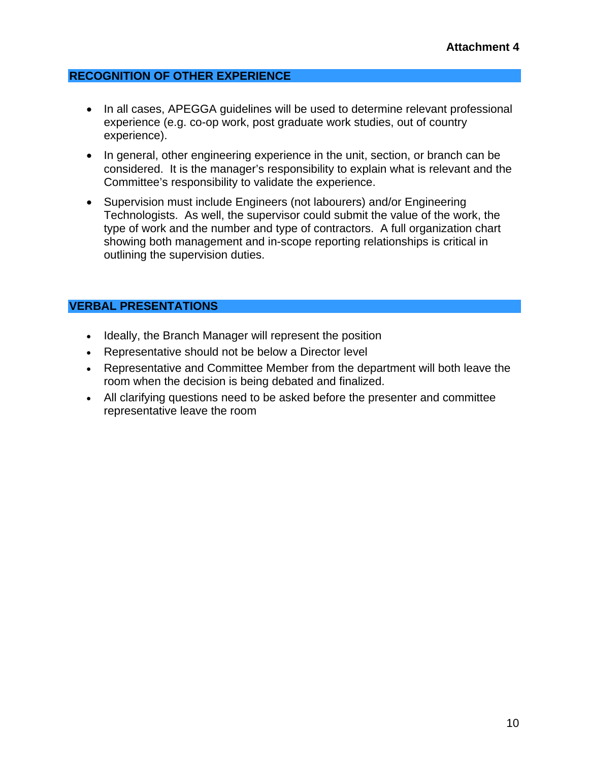**Attachment 4**

## RECOGNITION OF OTHER EXPERIENCE

- In all cases, APEGGA guidelines will be used to determine relevant professional experience (e.g. co-op work, post graduate work studies, out of country experience).
- In general, other engineering experience in the unit, section, or branch can be considered. It is the manager's responsibility to explain what is relevant and the Committee's responsibility to validate the experience.
- Supervision must include Engineers (not labourers) and/or Engineering Technologists. As well, the supervisor could submit the value of the work, the type of work and the number and type of contractors. A full organization chart showing both management and in-scope reporting relationships is critical in outlining the supervision duties.

## VERBAL PRESENTATIONS

- Ideally, the Branch Manager will represent the position
- Representative should not be below a Director level
- Representative and Committee Member from the department will both leave the room when the decision is being debated and finalized.
- All clarifying questions need to be asked before the presenter and committee representative leave the room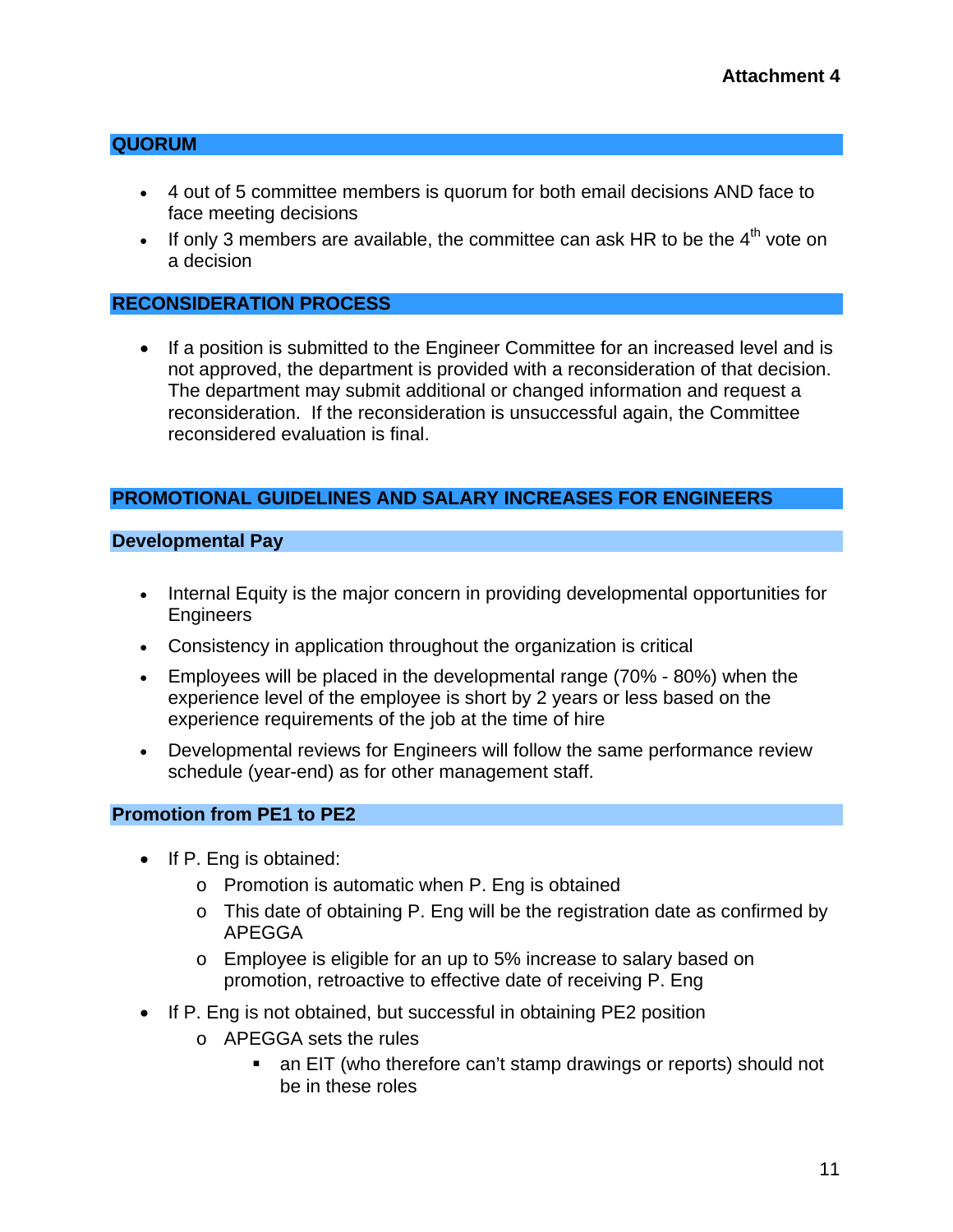**Attachment 4**

## QUORUM

- 4 out of 5 committee members is quorum for both email decisions AND face to face meeting decisions
- If only 3 members are available, the committee can ask HR to be the 4th vote on a decision

## RECONSIDERATION PROCESS

- If a position is submitted to the Engineer Committee for an increased level and is not approved, the department is provided with a reconsideration of that decision. The department may submit additional or changed information and request a reconsideration. If the reconsideration is unsuccessful again, the Committee reconsidered evaluation is final.

## PROMOTIONAL GUIDELINES AND SALARY INCREASES FOR ENGINEERS

### Developmental Pay

- Internal Equity is the major concern in providing developmental opportunities for Engineers
- Consistency in application throughout the organization is critical
- Employees will be placed in the developmental range (70% - 80%) when the experience level of the employee is short by 2 years or less based on the experience requirements of the job at the time of hire
- Developmental reviews for Engineers will follow the same performance review schedule (year-end) as for other management staff.

### Promotion from PE1 to PE2

- If P. Eng is obtained:
  - Promotion is automatic when P. Eng is obtained
  - This date of obtaining P. Eng will be the registration date as confirmed by APEGGA
  - Employee is eligible for an up to 5% increase to salary based on promotion, retroactive to effective date of receiving P. Eng
- If P. Eng is not obtained, but successful in obtaining PE2 position
  - APEGGA sets the rules
    - an EIT (who therefore can't stamp drawings or reports) should not be in these roles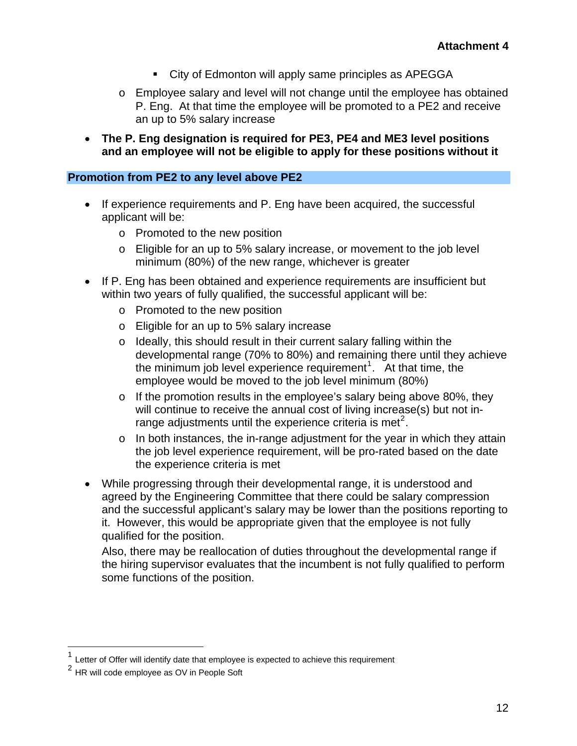**Attachment 4**

    - City of Edmonton will apply same principles as APEGGA
  - Employee salary and level will not change until the employee has obtained P. Eng. At that time the employee will be promoted to a PE2 and receive an up to 5% salary increase

- **The P. Eng designation is required for PE3, PE4 and ME3 level positions and an employee will not be eligible to apply for these positions without it**

### Promotion from PE2 to any level above PE2

- If experience requirements and P. Eng have been acquired, the successful applicant will be:
  - Promoted to the new position
  - Eligible for an up to 5% salary increase, or movement to the job level minimum (80%) of the new range, whichever is greater
- If P. Eng has been obtained and experience requirements are insufficient but within two years of fully qualified, the successful applicant will be:
  - Promoted to the new position
  - Eligible for an up to 5% salary increase
  - Ideally, this should result in their current salary falling within the developmental range (70% to 80%) and remaining there until they achieve the minimum job level experience requirement[1]. At that time, the employee would be moved to the job level minimum (80%)
  - If the promotion results in the employee's salary being above 80%, they will continue to receive the annual cost of living increase(s) but not in-range adjustments until the experience criteria is met[2].
  - In both instances, the in-range adjustment for the year in which they attain the job level experience requirement, will be pro-rated based on the date the experience criteria is met
- While progressing through their developmental range, it is understood and agreed by the Engineering Committee that there could be salary compression and the successful applicant's salary may be lower than the positions reporting to it. However, this would be appropriate given that the employee is not fully qualified for the position.

  Also, there may be reallocation of duties throughout the developmental range if the hiring supervisor evaluates that the incumbent is not fully qualified to perform some functions of the position.

[1] Letter of Offer will identify date that employee is expected to achieve this requirement

[2] HR will code employee as OV in People Soft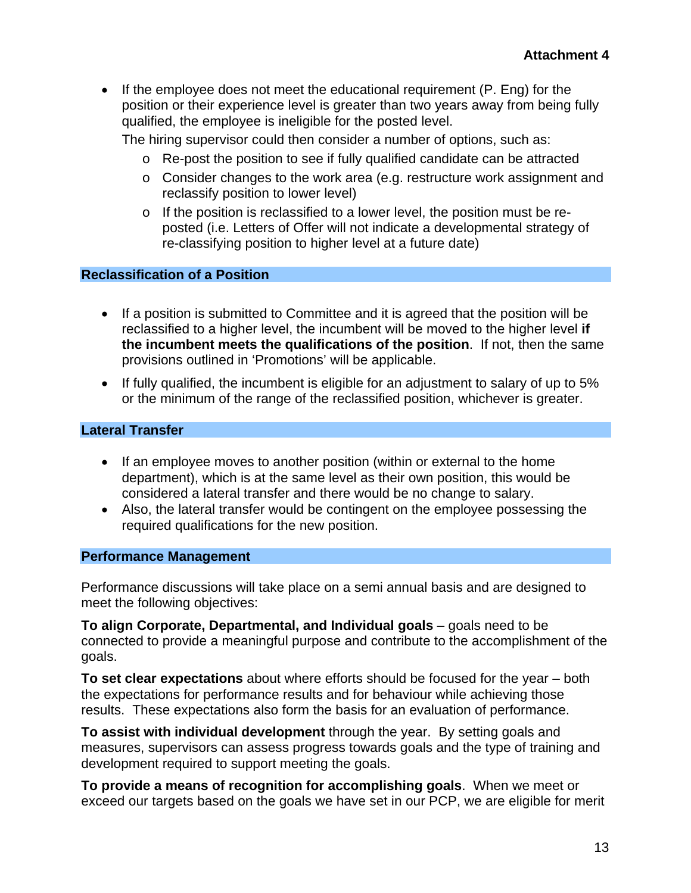**Attachment 4**

- If the employee does not meet the educational requirement (P. Eng) for the position or their experience level is greater than two years away from being fully qualified, the employee is ineligible for the posted level.

  The hiring supervisor could then consider a number of options, such as:
    - Re-post the position to see if fully qualified candidate can be attracted
    - Consider changes to the work area (e.g. restructure work assignment and reclassify position to lower level)
    - If the position is reclassified to a lower level, the position must be re-posted (i.e. Letters of Offer will not indicate a developmental strategy of re-classifying position to higher level at a future date)

## Reclassification of a Position

- If a position is submitted to Committee and it is agreed that the position will be reclassified to a higher level, the incumbent will be moved to the higher level **if the incumbent meets the qualifications of the position**. If not, then the same provisions outlined in 'Promotions' will be applicable.
- If fully qualified, the incumbent is eligible for an adjustment to salary of up to 5% or the minimum of the range of the reclassified position, whichever is greater.

## Lateral Transfer

- If an employee moves to another position (within or external to the home department), which is at the same level as their own position, this would be considered a lateral transfer and there would be no change to salary.
- Also, the lateral transfer would be contingent on the employee possessing the required qualifications for the new position.

## Performance Management

Performance discussions will take place on a semi annual basis and are designed to meet the following objectives:

**To align Corporate, Departmental, and Individual goals** – goals need to be connected to provide a meaningful purpose and contribute to the accomplishment of the goals.

**To set clear expectations** about where efforts should be focused for the year – both the expectations for performance results and for behaviour while achieving those results. These expectations also form the basis for an evaluation of performance.

**To assist with individual development** through the year. By setting goals and measures, supervisors can assess progress towards goals and the type of training and development required to support meeting the goals.

**To provide a means of recognition for accomplishing goals**. When we meet or exceed our targets based on the goals we have set in our PCP, we are eligible for merit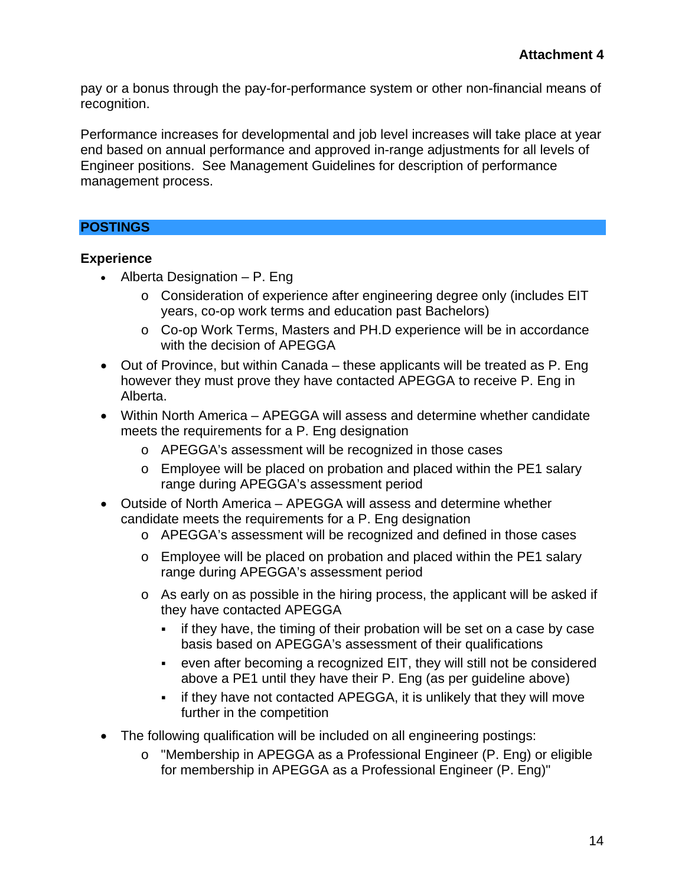pay or a bonus through the pay-for-performance system or other non-financial means of recognition.

Performance increases for developmental and job level increases will take place at year end based on annual performance and approved in-range adjustments for all levels of Engineer positions. See Management Guidelines for description of performance management process.

## POSTINGS

**Experience**

- Alberta Designation – P. Eng
  - Consideration of experience after engineering degree only (includes EIT years, co-op work terms and education past Bachelors)
  - Co-op Work Terms, Masters and PH.D experience will be in accordance with the decision of APEGGA
- Out of Province, but within Canada – these applicants will be treated as P. Eng however they must prove they have contacted APEGGA to receive P. Eng in Alberta.
- Within North America – APEGGA will assess and determine whether candidate meets the requirements for a P. Eng designation
  - APEGGA's assessment will be recognized in those cases
  - Employee will be placed on probation and placed within the PE1 salary range during APEGGA's assessment period
- Outside of North America – APEGGA will assess and determine whether candidate meets the requirements for a P. Eng designation
  - APEGGA's assessment will be recognized and defined in those cases
  - Employee will be placed on probation and placed within the PE1 salary range during APEGGA's assessment period
  - As early on as possible in the hiring process, the applicant will be asked if they have contacted APEGGA
    - if they have, the timing of their probation will be set on a case by case basis based on APEGGA's assessment of their qualifications
    - even after becoming a recognized EIT, they will still not be considered above a PE1 until they have their P. Eng (as per guideline above)
    - if they have not contacted APEGGA, it is unlikely that they will move further in the competition
- The following qualification will be included on all engineering postings:
  - "Membership in APEGGA as a Professional Engineer (P. Eng) or eligible for membership in APEGGA as a Professional Engineer (P. Eng)"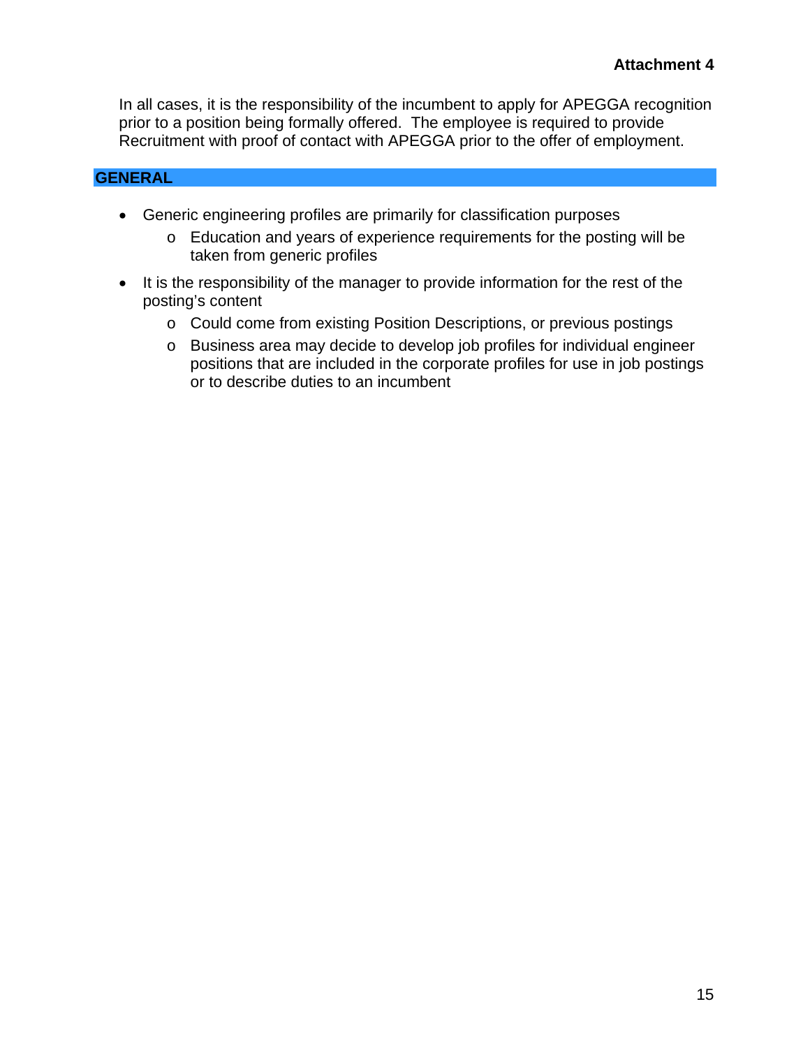**Attachment 4**

In all cases, it is the responsibility of the incumbent to apply for APEGGA recognition prior to a position being formally offered. The employee is required to provide Recruitment with proof of contact with APEGGA prior to the offer of employment.

## GENERAL

- Generic engineering profiles are primarily for classification purposes
  - Education and years of experience requirements for the posting will be taken from generic profiles
- It is the responsibility of the manager to provide information for the rest of the posting's content
  - Could come from existing Position Descriptions, or previous postings
  - Business area may decide to develop job profiles for individual engineer positions that are included in the corporate profiles for use in job postings or to describe duties to an incumbent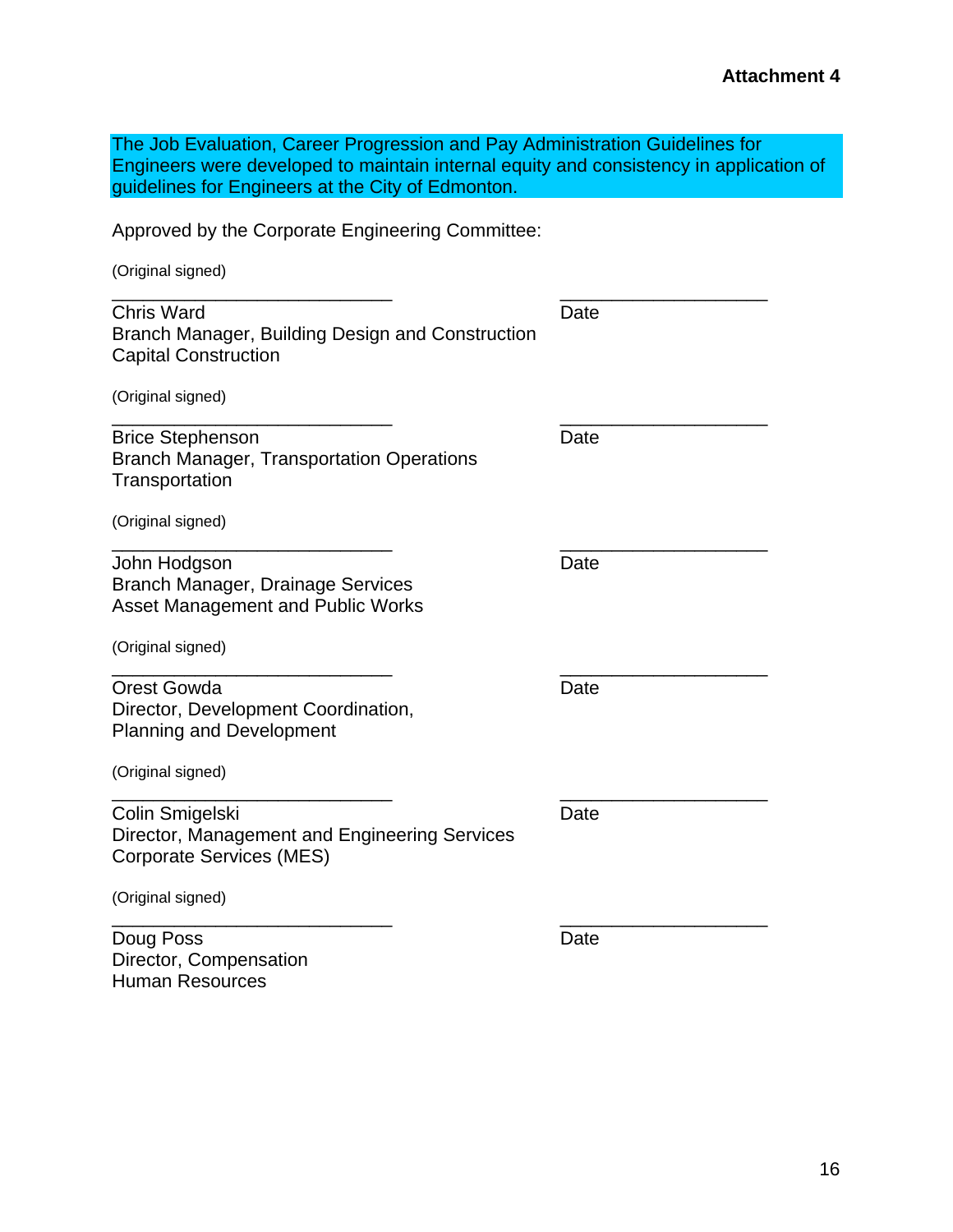**Attachment 4**

The Job Evaluation, Career Progression and Pay Administration Guidelines for Engineers were developed to maintain internal equity and consistency in application of guidelines for Engineers at the City of Edmonton.

Approved by the Corporate Engineering Committee:

(Original signed)

_____________________________ _____________________

Chris Ward  
Branch Manager, Building Design and Construction  
Capital Construction

Date

(Original signed)

_____________________________ _____________________

Brice Stephenson  
Branch Manager, Transportation Operations  
Transportation

Date

(Original signed)

_____________________________ _____________________

John Hodgson  
Branch Manager, Drainage Services  
Asset Management and Public Works

Date

(Original signed)

_____________________________ _____________________

Orest Gowda  
Director, Development Coordination,  
Planning and Development

Date

(Original signed)

_____________________________ _____________________

Colin Smigelski  
Director, Management and Engineering Services  
Corporate Services (MES)

Date

(Original signed)

_____________________________ _____________________

Doug Poss  
Director, Compensation  
Human Resources

Date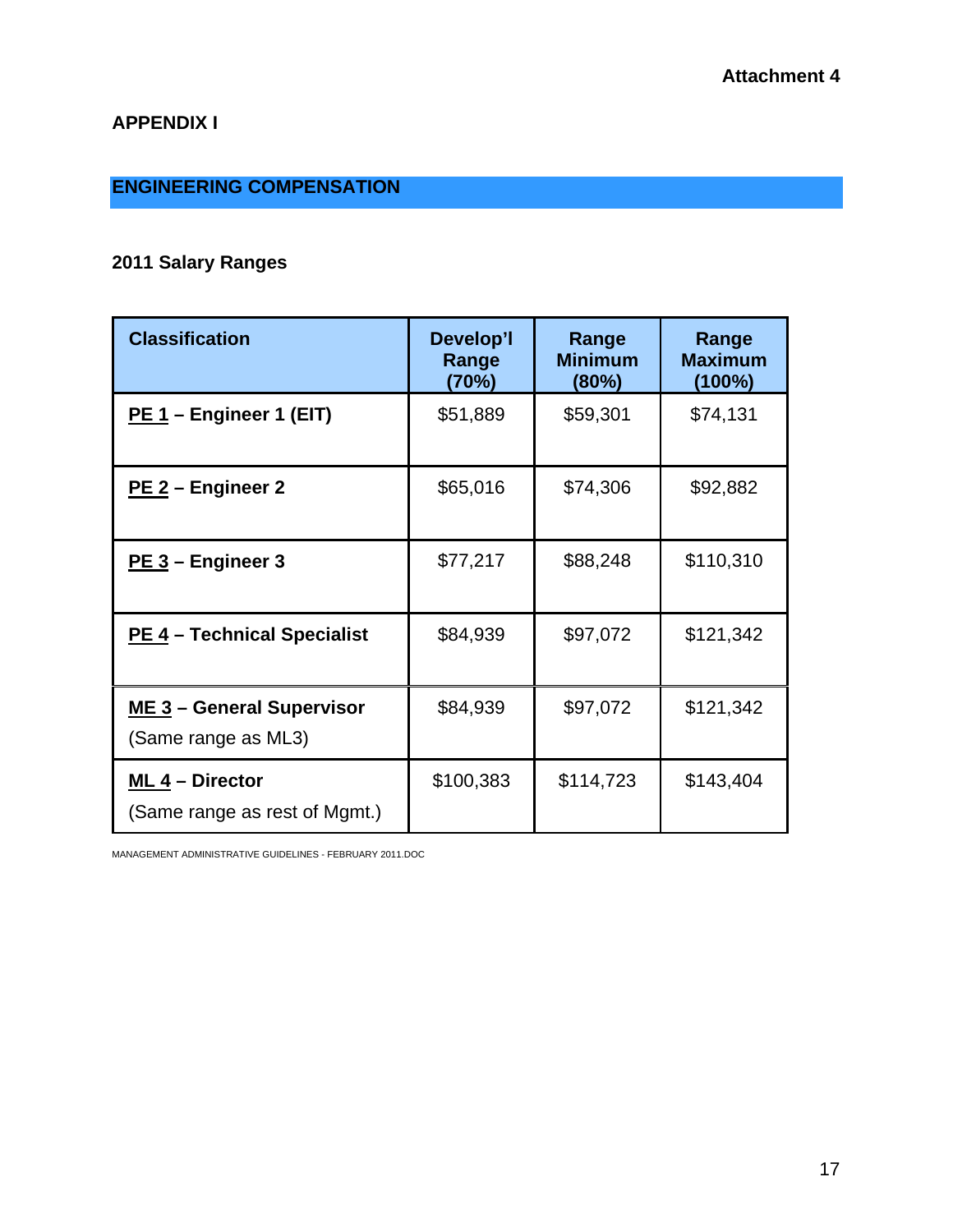Attachment 4

## APPENDIX I

## ENGINEERING COMPENSATION

### 2011 Salary Ranges

| Classification | Develop'l Range (70%) | Range Minimum (80%) | Range Maximum (100%) |
|---|---|---|---|
| **PE 1 – Engineer 1 (EIT)** | $51,889 | $59,301 | $74,131 |
| **PE 2 – Engineer 2** | $65,016 | $74,306 | $92,882 |
| **PE 3 – Engineer 3** | $77,217 | $88,248 | $110,310 |
| **PE 4 – Technical Specialist** | $84,939 | $97,072 | $121,342 |
| **ME 3 – General Supervisor** (Same range as ML3) | $84,939 | $97,072 | $121,342 |
| **ML 4 – Director** (Same range as rest of Mgmt.) | $100,383 | $114,723 | $143,404 |

MANAGEMENT ADMINISTRATIVE GUIDELINES - FEBRUARY 2011.DOC